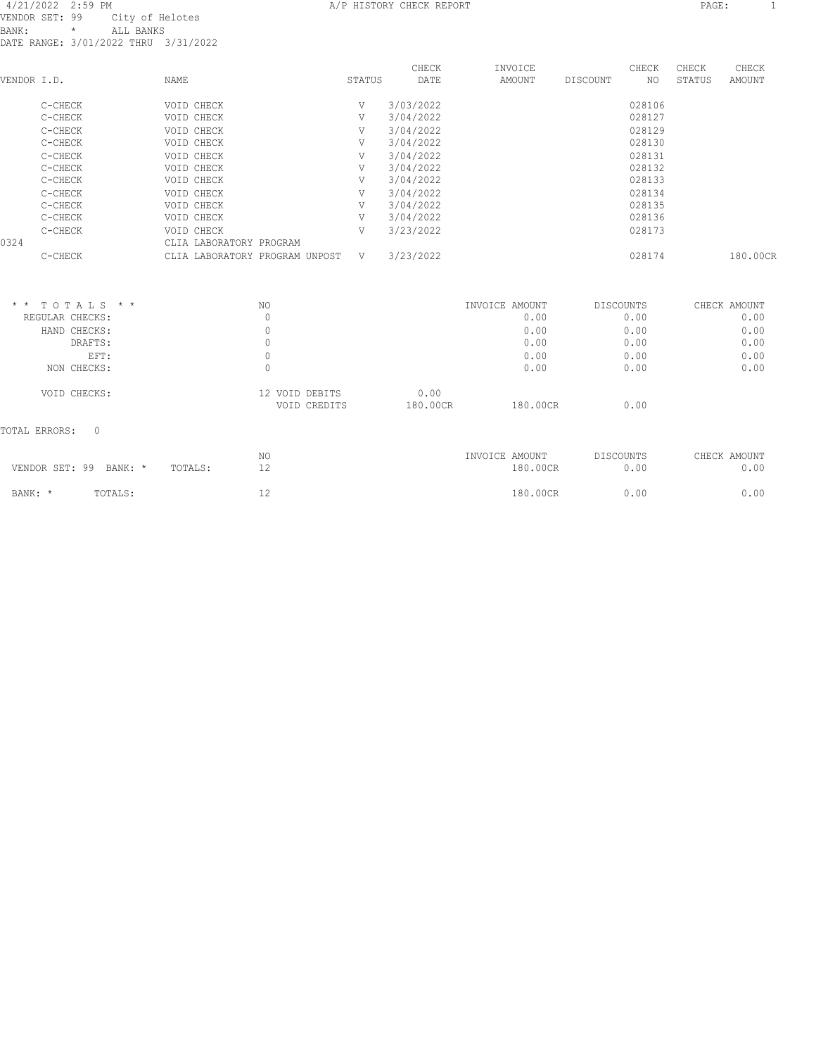4/21/2022 2:59 PM A/P HISTORY CHECK REPORT

VENDOR SET: 99 City of Helotes
BANK: * ALL BANKS
DATE RANGE: 3/01/2022 THRU 3/31/2022

| VENDOR I.D. | NAME | STATUS | CHECK DATE | INVOICE AMOUNT | DISCOUNT | CHECK NO | CHECK STATUS | CHECK AMOUNT |
|---|---|---|---|---|---|---|---|---|
| C-CHECK | VOID CHECK | V | 3/03/2022 | | | 028106 | | |
| C-CHECK | VOID CHECK | V | 3/04/2022 | | | 028127 | | |
| C-CHECK | VOID CHECK | V | 3/04/2022 | | | 028129 | | |
| C-CHECK | VOID CHECK | V | 3/04/2022 | | | 028130 | | |
| C-CHECK | VOID CHECK | V | 3/04/2022 | | | 028131 | | |
| C-CHECK | VOID CHECK | V | 3/04/2022 | | | 028132 | | |
| C-CHECK | VOID CHECK | V | 3/04/2022 | | | 028133 | | |
| C-CHECK | VOID CHECK | V | 3/04/2022 | | | 028134 | | |
| C-CHECK | VOID CHECK | V | 3/04/2022 | | | 028135 | | |
| C-CHECK | VOID CHECK | V | 3/04/2022 | | | 028136 | | |
| C-CHECK | VOID CHECK | V | 3/23/2022 | | | 028173 | | |
| 0324 | CLIA LABORATORY PROGRAM | | | | | | | |
| C-CHECK | CLIA LABORATORY PROGRAM UNPOST | V | 3/23/2022 | | | 028174 | | 180.00CR |

| * * TOTALS * * | NO | | | INVOICE AMOUNT | DISCOUNTS | CHECK AMOUNT |
|---|---|---|---|---|---|---|
| REGULAR CHECKS: | 0 | | | 0.00 | 0.00 | 0.00 |
| HAND CHECKS: | 0 | | | 0.00 | 0.00 | 0.00 |
| DRAFTS: | 0 | | | 0.00 | 0.00 | 0.00 |
| EFT: | 0 | | | 0.00 | 0.00 | 0.00 |
| NON CHECKS: | 0 | | | 0.00 | 0.00 | 0.00 |
| VOID CHECKS: | 12 | VOID DEBITS | 0.00 | | | |
| | | VOID CREDITS | 180.00CR | 180.00CR | 0.00 | |

TOTAL ERRORS: 0

| | NO | INVOICE AMOUNT | DISCOUNTS | CHECK AMOUNT |
|---|---|---|---|---|
| VENDOR SET: 99 BANK: * TOTALS: | 12 | 180.00CR | 0.00 | 0.00 |
| BANK: * TOTALS: | 12 | 180.00CR | 0.00 | 0.00 |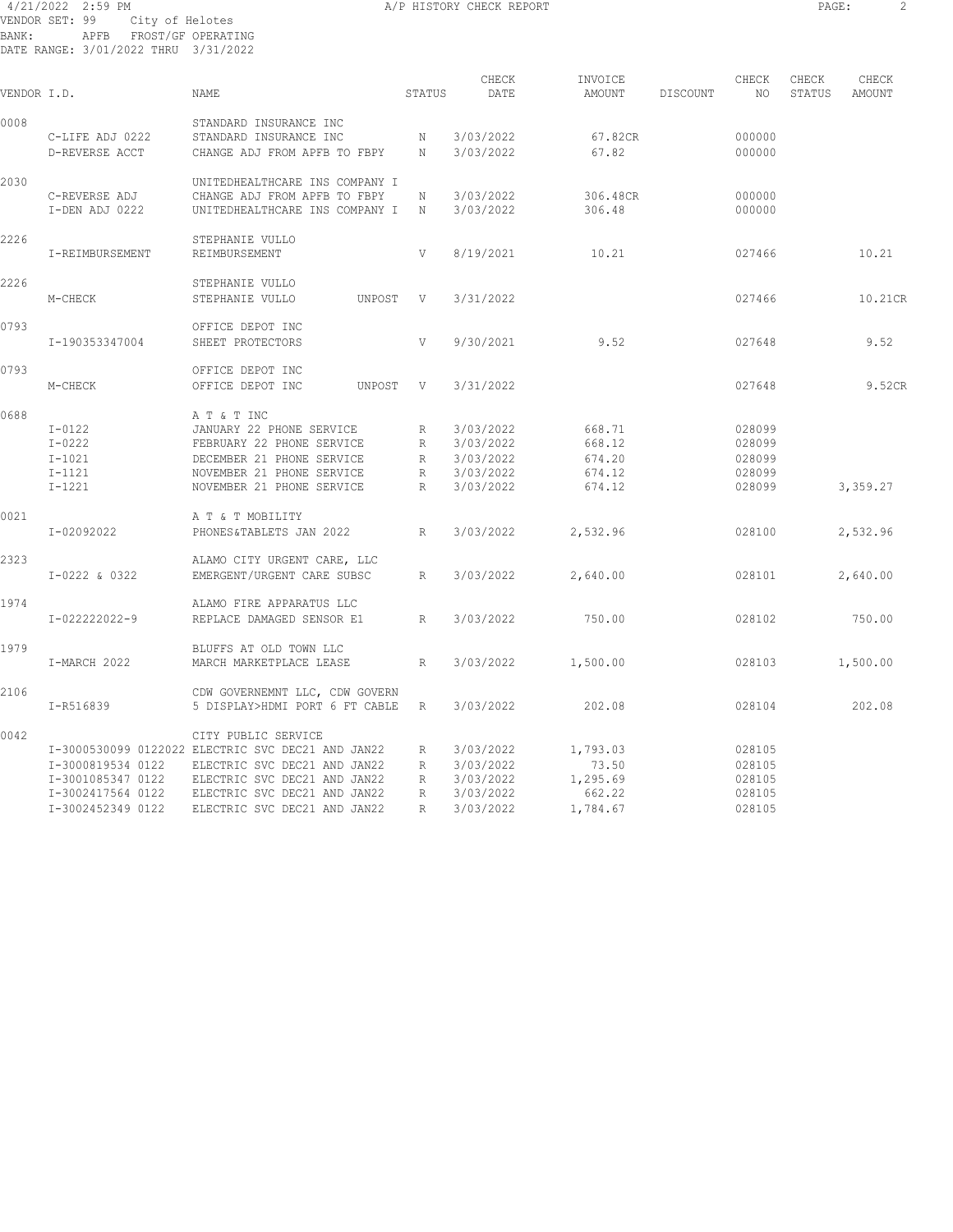4/21/2022 2:59 PM A/P HISTORY CHECK REPORT

VENDOR SET: 99 City of Helotes
BANK: APFB FROST/GF OPERATING
DATE RANGE: 3/01/2022 THRU 3/31/2022

| VENDOR I.D. | | NAME | STATUS | CHECK DATE | INVOICE AMOUNT | DISCOUNT | CHECK NO | CHECK STATUS | CHECK AMOUNT |
|---|---|---|---|---|---|---|---|---|---|
| 0008 | | STANDARD INSURANCE INC | | | | | | | |
| | C-LIFE ADJ 0222 | STANDARD INSURANCE INC | N | 3/03/2022 | 67.82CR | | 000000 | | |
| | D-REVERSE ACCT | CHANGE ADJ FROM APFB TO FBPY | N | 3/03/2022 | 67.82 | | 000000 | | |
| 2030 | | UNITEDHEALTHCARE INS COMPANY I | | | | | | | |
| | C-REVERSE ADJ | CHANGE ADJ FROM APFB TO FBPY | N | 3/03/2022 | 306.48CR | | 000000 | | |
| | I-DEN ADJ 0222 | UNITEDHEALTHCARE INS COMPANY I | N | 3/03/2022 | 306.48 | | 000000 | | |
| 2226 | | STEPHANIE VULLO | | | | | | | |
| | I-REIMBURSEMENT | REIMBURSEMENT | V | 8/19/2021 | 10.21 | | 027466 | | 10.21 |
| 2226 | | STEPHANIE VULLO | | | | | | | |
| | M-CHECK | STEPHANIE VULLO UNPOST | V | 3/31/2022 | | | 027466 | | 10.21CR |
| 0793 | | OFFICE DEPOT INC | | | | | | | |
| | I-190353347004 | SHEET PROTECTORS | V | 9/30/2021 | 9.52 | | 027648 | | 9.52 |
| 0793 | | OFFICE DEPOT INC | | | | | | | |
| | M-CHECK | OFFICE DEPOT INC UNPOST | V | 3/31/2022 | | | 027648 | | 9.52CR |
| 0688 | | A T & T INC | | | | | | | |
| | I-0122 | JANUARY 22 PHONE SERVICE | R | 3/03/2022 | 668.71 | | 028099 | | |
| | I-0222 | FEBRUARY 22 PHONE SERVICE | R | 3/03/2022 | 668.12 | | 028099 | | |
| | I-1021 | DECEMBER 21 PHONE SERVICE | R | 3/03/2022 | 674.20 | | 028099 | | |
| | I-1121 | NOVEMBER 21 PHONE SERVICE | R | 3/03/2022 | 674.12 | | 028099 | | |
| | I-1221 | NOVEMBER 21 PHONE SERVICE | R | 3/03/2022 | 674.12 | | 028099 | | 3,359.27 |
| 0021 | | A T & T MOBILITY | | | | | | | |
| | I-02092022 | PHONES&TABLETS JAN 2022 | R | 3/03/2022 | 2,532.96 | | 028100 | | 2,532.96 |
| 2323 | | ALAMO CITY URGENT CARE, LLC | | | | | | | |
| | I-0222 & 0322 | EMERGENT/URGENT CARE SUBSC | R | 3/03/2022 | 2,640.00 | | 028101 | | 2,640.00 |
| 1974 | | ALAMO FIRE APPARATUS LLC | | | | | | | |
| | I-022222022-9 | REPLACE DAMAGED SENSOR E1 | R | 3/03/2022 | 750.00 | | 028102 | | 750.00 |
| 1979 | | BLUFFS AT OLD TOWN LLC | | | | | | | |
| | I-MARCH 2022 | MARCH MARKETPLACE LEASE | R | 3/03/2022 | 1,500.00 | | 028103 | | 1,500.00 |
| 2106 | | CDW GOVERNEMNT LLC, CDW GOVERN | | | | | | | |
| | I-R516839 | 5 DISPLAY>HDMI PORT 6 FT CABLE | R | 3/03/2022 | 202.08 | | 028104 | | 202.08 |
| 0042 | | CITY PUBLIC SERVICE | | | | | | | |
| | I-3000530099 0122022 | ELECTRIC SVC DEC21 AND JAN22 | R | 3/03/2022 | 1,793.03 | | 028105 | | |
| | I-3000819534 0122 | ELECTRIC SVC DEC21 AND JAN22 | R | 3/03/2022 | 73.50 | | 028105 | | |
| | I-3001085347 0122 | ELECTRIC SVC DEC21 AND JAN22 | R | 3/03/2022 | 1,295.69 | | 028105 | | |
| | I-3002417564 0122 | ELECTRIC SVC DEC21 AND JAN22 | R | 3/03/2022 | 662.22 | | 028105 | | |
| | I-3002452349 0122 | ELECTRIC SVC DEC21 AND JAN22 | R | 3/03/2022 | 1,784.67 | | 028105 | | |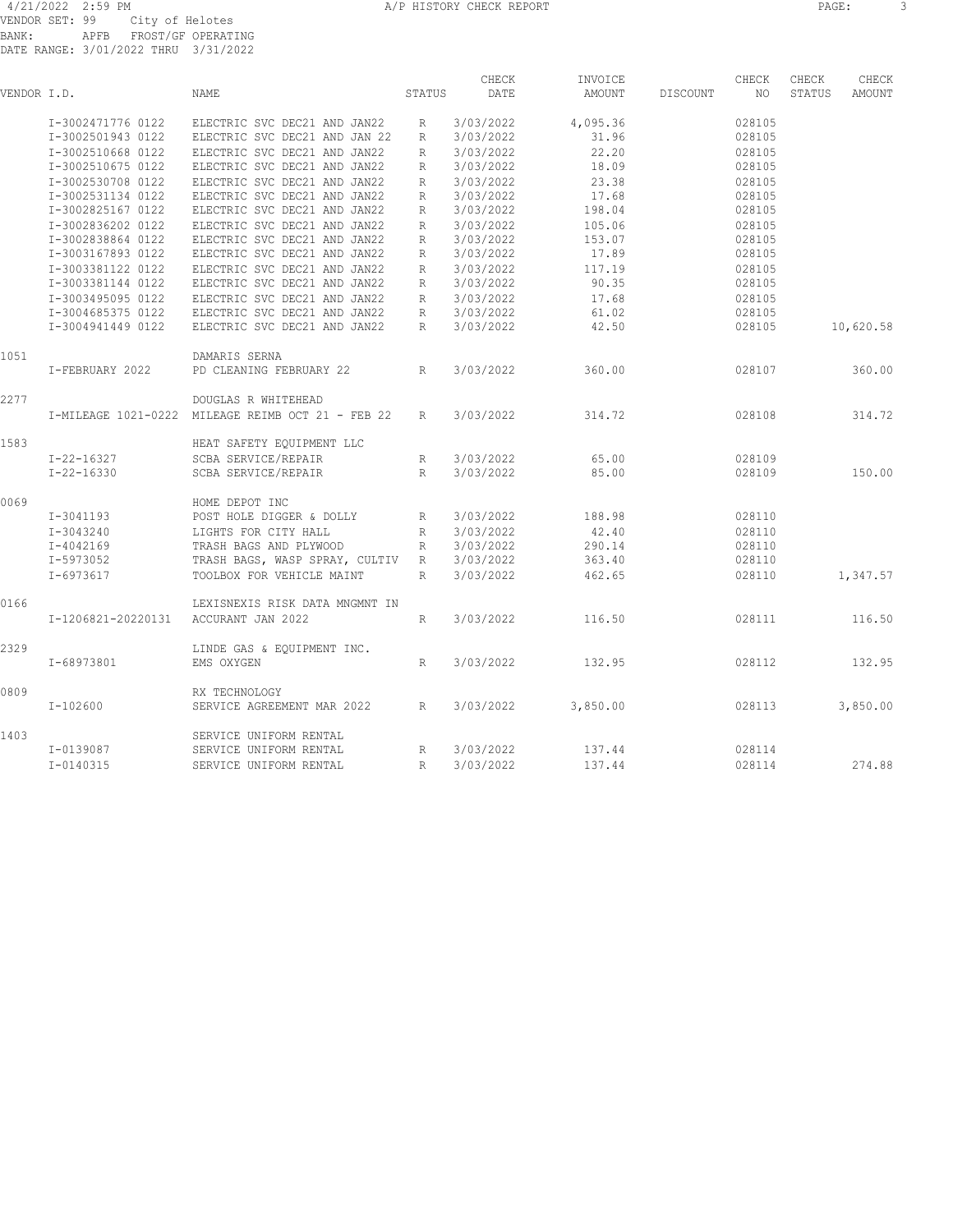4/21/2022 2:59 PM A/P HISTORY CHECK REPORT

VENDOR SET: 99 City of Helotes
BANK: APFB FROST/GF OPERATING
DATE RANGE: 3/01/2022 THRU 3/31/2022

| VENDOR I.D. | NAME | STATUS | CHECK DATE | INVOICE AMOUNT | DISCOUNT | CHECK NO | CHECK STATUS | CHECK AMOUNT |
|---|---|---|---|---|---|---|---|---|
| I-3002471776 0122 | ELECTRIC SVC DEC21 AND JAN22 | R | 3/03/2022 | 4,095.36 | | 028105 | | |
| I-3002501943 0122 | ELECTRIC SVC DEC21 AND JAN 22 | R | 3/03/2022 | 31.96 | | 028105 | | |
| I-3002510668 0122 | ELECTRIC SVC DEC21 AND JAN22 | R | 3/03/2022 | 22.20 | | 028105 | | |
| I-3002510675 0122 | ELECTRIC SVC DEC21 AND JAN22 | R | 3/03/2022 | 18.09 | | 028105 | | |
| I-3002530708 0122 | ELECTRIC SVC DEC21 AND JAN22 | R | 3/03/2022 | 23.38 | | 028105 | | |
| I-3002531134 0122 | ELECTRIC SVC DEC21 AND JAN22 | R | 3/03/2022 | 17.68 | | 028105 | | |
| I-3002825167 0122 | ELECTRIC SVC DEC21 AND JAN22 | R | 3/03/2022 | 198.04 | | 028105 | | |
| I-3002836202 0122 | ELECTRIC SVC DEC21 AND JAN22 | R | 3/03/2022 | 105.06 | | 028105 | | |
| I-3002838864 0122 | ELECTRIC SVC DEC21 AND JAN22 | R | 3/03/2022 | 153.07 | | 028105 | | |
| I-3003167893 0122 | ELECTRIC SVC DEC21 AND JAN22 | R | 3/03/2022 | 17.89 | | 028105 | | |
| I-3003381122 0122 | ELECTRIC SVC DEC21 AND JAN22 | R | 3/03/2022 | 117.19 | | 028105 | | |
| I-3003381144 0122 | ELECTRIC SVC DEC21 AND JAN22 | R | 3/03/2022 | 90.35 | | 028105 | | |
| I-3003495095 0122 | ELECTRIC SVC DEC21 AND JAN22 | R | 3/03/2022 | 17.68 | | 028105 | | |
| I-3004685375 0122 | ELECTRIC SVC DEC21 AND JAN22 | R | 3/03/2022 | 61.02 | | 028105 | | |
| I-3004941449 0122 | ELECTRIC SVC DEC21 AND JAN22 | R | 3/03/2022 | 42.50 | | 028105 | | 10,620.58 |
| 1051 | DAMARIS SERNA | | | | | | | |
| I-FEBRUARY 2022 | PD CLEANING FEBRUARY 22 | R | 3/03/2022 | 360.00 | | 028107 | | 360.00 |
| 2277 | DOUGLAS R WHITEHEAD | | | | | | | |
| I-MILEAGE 1021-0222 | MILEAGE REIMB OCT 21 - FEB 22 | R | 3/03/2022 | 314.72 | | 028108 | | 314.72 |
| 1583 | HEAT SAFETY EQUIPMENT LLC | | | | | | | |
| I-22-16327 | SCBA SERVICE/REPAIR | R | 3/03/2022 | 65.00 | | 028109 | | |
| I-22-16330 | SCBA SERVICE/REPAIR | R | 3/03/2022 | 85.00 | | 028109 | | 150.00 |
| 0069 | HOME DEPOT INC | | | | | | | |
| I-3041193 | POST HOLE DIGGER & DOLLY | R | 3/03/2022 | 188.98 | | 028110 | | |
| I-3043240 | LIGHTS FOR CITY HALL | R | 3/03/2022 | 42.40 | | 028110 | | |
| I-4042169 | TRASH BAGS AND PLYWOOD | R | 3/03/2022 | 290.14 | | 028110 | | |
| I-5973052 | TRASH BAGS, WASP SPRAY, CULTIV | R | 3/03/2022 | 363.40 | | 028110 | | |
| I-6973617 | TOOLBOX FOR VEHICLE MAINT | R | 3/03/2022 | 462.65 | | 028110 | | 1,347.57 |
| 0166 | LEXISNEXIS RISK DATA MNGMNT IN | | | | | | | |
| I-1206821-20220131 | ACCURANT JAN 2022 | R | 3/03/2022 | 116.50 | | 028111 | | 116.50 |
| 2329 | LINDE GAS & EQUIPMENT INC. | | | | | | | |
| I-68973801 | EMS OXYGEN | R | 3/03/2022 | 132.95 | | 028112 | | 132.95 |
| 0809 | RX TECHNOLOGY | | | | | | | |
| I-102600 | SERVICE AGREEMENT MAR 2022 | R | 3/03/2022 | 3,850.00 | | 028113 | | 3,850.00 |
| 1403 | SERVICE UNIFORM RENTAL | | | | | | | |
| I-0139087 | SERVICE UNIFORM RENTAL | R | 3/03/2022 | 137.44 | | 028114 | | |
| I-0140315 | SERVICE UNIFORM RENTAL | R | 3/03/2022 | 137.44 | | 028114 | | 274.88 |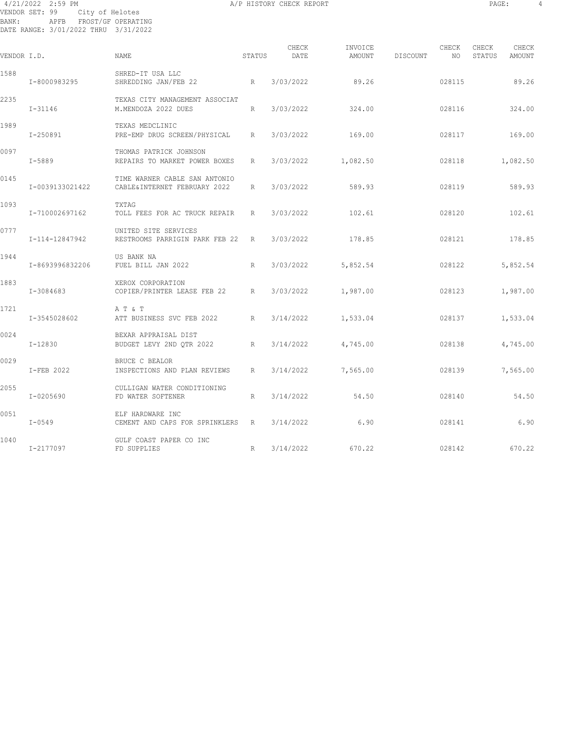VENDOR SET: 99 City of Helotes
BANK: APFB FROST/GF OPERATING
DATE RANGE: 3/01/2022 THRU 3/31/2022

4/21/2022 2:59 PM — A/P HISTORY CHECK REPORT

| VENDOR I.D. | | NAME | STATUS | CHECK DATE | INVOICE AMOUNT | DISCOUNT | CHECK NO | CHECK STATUS | CHECK AMOUNT |
|---|---|---|---|---|---|---|---|---|---|
| 1588 | | SHRED-IT USA LLC | | | | | | | |
| | I-8000983295 | SHREDDING JAN/FEB 22 | R | 3/03/2022 | 89.26 | | 028115 | | 89.26 |
| 2235 | | TEXAS CITY MANAGEMENT ASSOCIAT | | | | | | | |
| | I-31146 | M.MENDOZA 2022 DUES | R | 3/03/2022 | 324.00 | | 028116 | | 324.00 |
| 1989 | | TEXAS MEDCLINIC | | | | | | | |
| | I-250891 | PRE-EMP DRUG SCREEN/PHYSICAL | R | 3/03/2022 | 169.00 | | 028117 | | 169.00 |
| 0097 | | THOMAS PATRICK JOHNSON | | | | | | | |
| | I-5889 | REPAIRS TO MARKET POWER BOXES | R | 3/03/2022 | 1,082.50 | | 028118 | | 1,082.50 |
| 0145 | | TIME WARNER CABLE SAN ANTONIO | | | | | | | |
| | I-0039133021422 | CABLE&INTERNET FEBRUARY 2022 | R | 3/03/2022 | 589.93 | | 028119 | | 589.93 |
| 1093 | | TXTAG | | | | | | | |
| | I-710002697162 | TOLL FEES FOR AC TRUCK REPAIR | R | 3/03/2022 | 102.61 | | 028120 | | 102.61 |
| 0777 | | UNITED SITE SERVICES | | | | | | | |
| | I-114-12847942 | RESTROOMS PARRIGIN PARK FEB 22 | R | 3/03/2022 | 178.85 | | 028121 | | 178.85 |
| 1944 | | US BANK NA | | | | | | | |
| | I-8693996832206 | FUEL BILL JAN 2022 | R | 3/03/2022 | 5,852.54 | | 028122 | | 5,852.54 |
| 1883 | | XEROX CORPORATION | | | | | | | |
| | I-3084683 | COPIER/PRINTER LEASE FEB 22 | R | 3/03/2022 | 1,987.00 | | 028123 | | 1,987.00 |
| 1721 | | A T & T | | | | | | | |
| | I-3545028602 | ATT BUSINESS SVC FEB 2022 | R | 3/14/2022 | 1,533.04 | | 028137 | | 1,533.04 |
| 0024 | | BEXAR APPRAISAL DIST | | | | | | | |
| | I-12830 | BUDGET LEVY 2ND QTR 2022 | R | 3/14/2022 | 4,745.00 | | 028138 | | 4,745.00 |
| 0029 | | BRUCE C BEALOR | | | | | | | |
| | I-FEB 2022 | INSPECTIONS AND PLAN REVIEWS | R | 3/14/2022 | 7,565.00 | | 028139 | | 7,565.00 |
| 2055 | | CULLIGAN WATER CONDITIONING | | | | | | | |
| | I-0205690 | FD WATER SOFTENER | R | 3/14/2022 | 54.50 | | 028140 | | 54.50 |
| 0051 | | ELF HARDWARE INC | | | | | | | |
| | I-0549 | CEMENT AND CAPS FOR SPRINKLERS | R | 3/14/2022 | 6.90 | | 028141 | | 6.90 |
| 1040 | | GULF COAST PAPER CO INC | | | | | | | |
| | I-2177097 | FD SUPPLIES | R | 3/14/2022 | 670.22 | | 028142 | | 670.22 |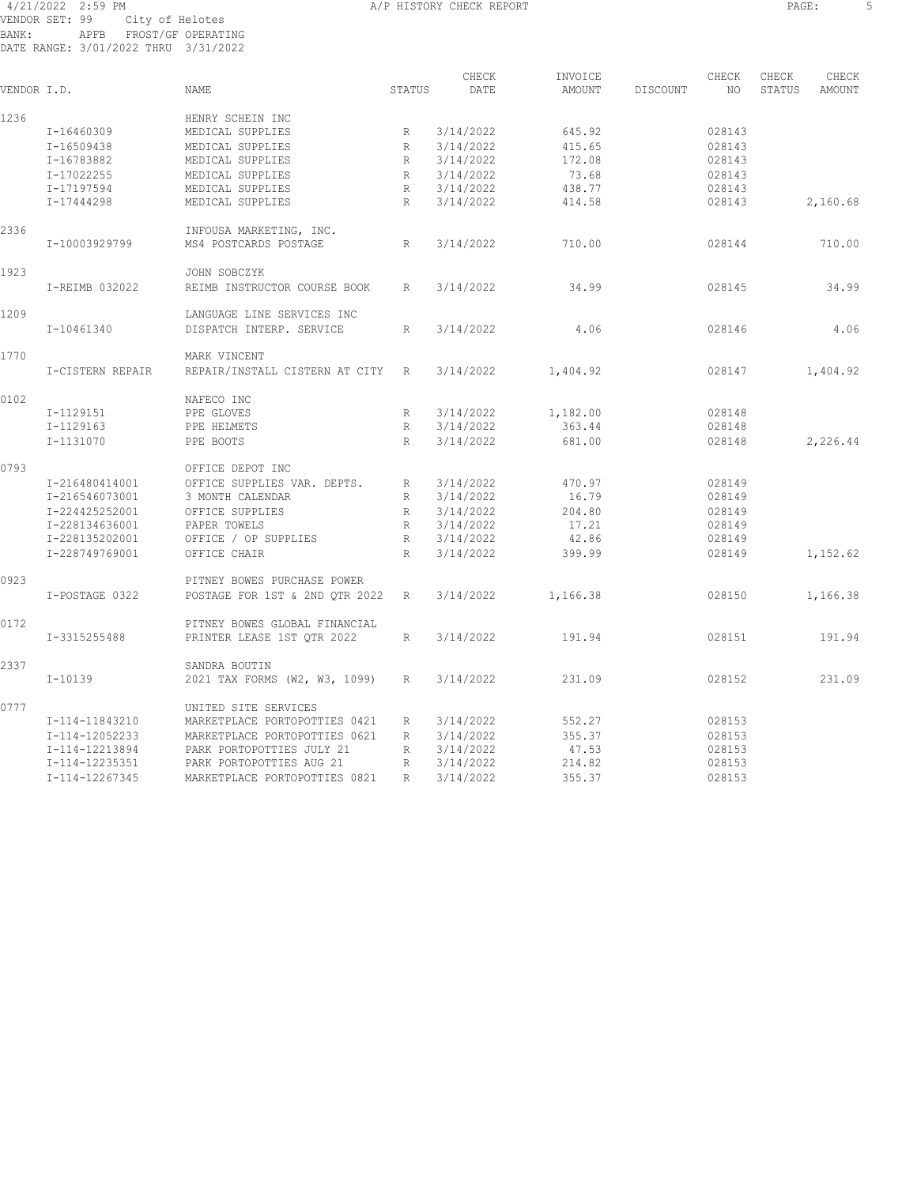4/21/2022 2:59 PM A/P HISTORY CHECK REPORT

VENDOR SET: 99 City of Helotes
BANK: APFB FROST/GF OPERATING
DATE RANGE: 3/01/2022 THRU 3/31/2022

| VENDOR I.D. | | NAME | STATUS | CHECK DATE | INVOICE AMOUNT | DISCOUNT | CHECK NO | CHECK STATUS | CHECK AMOUNT |
|---|---|---|---|---|---|---|---|---|---|
| 1236 | | HENRY SCHEIN INC | | | | | | | |
| | I-16460309 | MEDICAL SUPPLIES | R | 3/14/2022 | 645.92 | | 028143 | | |
| | I-16509438 | MEDICAL SUPPLIES | R | 3/14/2022 | 415.65 | | 028143 | | |
| | I-16783882 | MEDICAL SUPPLIES | R | 3/14/2022 | 172.08 | | 028143 | | |
| | I-17022255 | MEDICAL SUPPLIES | R | 3/14/2022 | 73.68 | | 028143 | | |
| | I-17197594 | MEDICAL SUPPLIES | R | 3/14/2022 | 438.77 | | 028143 | | |
| | I-17444298 | MEDICAL SUPPLIES | R | 3/14/2022 | 414.58 | | 028143 | | 2,160.68 |
| 2336 | | INFOUSA MARKETING, INC. | | | | | | | |
| | I-10003929799 | MS4 POSTCARDS POSTAGE | R | 3/14/2022 | 710.00 | | 028144 | | 710.00 |
| 1923 | | JOHN SOBCZYK | | | | | | | |
| | I-REIMB 032022 | REIMB INSTRUCTOR COURSE BOOK | R | 3/14/2022 | 34.99 | | 028145 | | 34.99 |
| 1209 | | LANGUAGE LINE SERVICES INC | | | | | | | |
| | I-10461340 | DISPATCH INTERP. SERVICE | R | 3/14/2022 | 4.06 | | 028146 | | 4.06 |
| 1770 | | MARK VINCENT | | | | | | | |
| | I-CISTERN REPAIR | REPAIR/INSTALL CISTERN AT CITY | R | 3/14/2022 | 1,404.92 | | 028147 | | 1,404.92 |
| 0102 | | NAFECO INC | | | | | | | |
| | I-1129151 | PPE GLOVES | R | 3/14/2022 | 1,182.00 | | 028148 | | |
| | I-1129163 | PPE HELMETS | R | 3/14/2022 | 363.44 | | 028148 | | |
| | I-1131070 | PPE BOOTS | R | 3/14/2022 | 681.00 | | 028148 | | 2,226.44 |
| 0793 | | OFFICE DEPOT INC | | | | | | | |
| | I-216480414001 | OFFICE SUPPLIES VAR. DEPTS. | R | 3/14/2022 | 470.97 | | 028149 | | |
| | I-216546073001 | 3 MONTH CALENDAR | R | 3/14/2022 | 16.79 | | 028149 | | |
| | I-224425252001 | OFFICE SUPPLIES | R | 3/14/2022 | 204.80 | | 028149 | | |
| | I-228134636001 | PAPER TOWELS | R | 3/14/2022 | 17.21 | | 028149 | | |
| | I-228135202001 | OFFICE / OP SUPPLIES | R | 3/14/2022 | 42.86 | | 028149 | | |
| | I-228749769001 | OFFICE CHAIR | R | 3/14/2022 | 399.99 | | 028149 | | 1,152.62 |
| 0923 | | PITNEY BOWES PURCHASE POWER | | | | | | | |
| | I-POSTAGE 0322 | POSTAGE FOR 1ST & 2ND QTR 2022 | R | 3/14/2022 | 1,166.38 | | 028150 | | 1,166.38 |
| 0172 | | PITNEY BOWES GLOBAL FINANCIAL | | | | | | | |
| | I-3315255488 | PRINTER LEASE 1ST QTR 2022 | R | 3/14/2022 | 191.94 | | 028151 | | 191.94 |
| 2337 | | SANDRA BOUTIN | | | | | | | |
| | I-10139 | 2021 TAX FORMS (W2, W3, 1099) | R | 3/14/2022 | 231.09 | | 028152 | | 231.09 |
| 0777 | | UNITED SITE SERVICES | | | | | | | |
| | I-114-11843210 | MARKETPLACE PORTOPOTTIES 0421 | R | 3/14/2022 | 552.27 | | 028153 | | |
| | I-114-12052233 | MARKETPLACE PORTOPOTTIES 0621 | R | 3/14/2022 | 355.37 | | 028153 | | |
| | I-114-12213894 | PARK PORTOPOTTIES JULY 21 | R | 3/14/2022 | 47.53 | | 028153 | | |
| | I-114-12235351 | PARK PORTOPOTTIES AUG 21 | R | 3/14/2022 | 214.82 | | 028153 | | |
| | I-114-12267345 | MARKETPLACE PORTOPOTTIES 0821 | R | 3/14/2022 | 355.37 | | 028153 | | |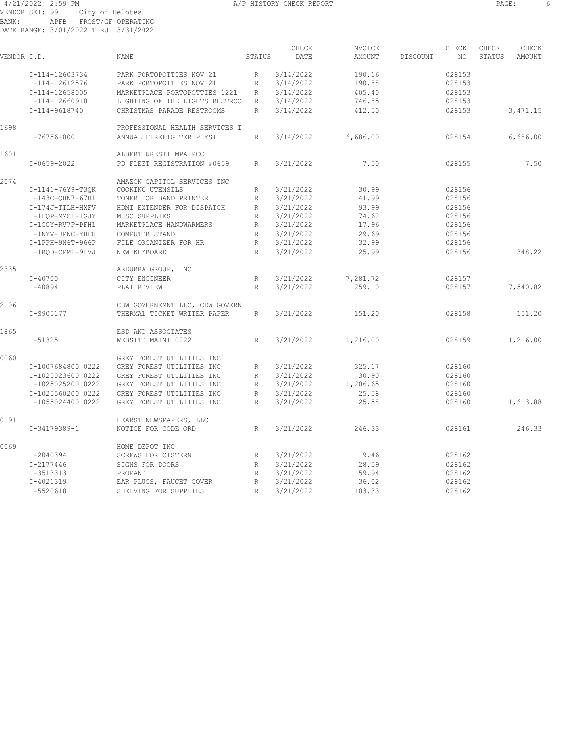4/21/2022 2:59 PM A/P HISTORY CHECK REPORT

VENDOR SET: 99 City of Helotes
BANK: APFB FROST/GF OPERATING
DATE RANGE: 3/01/2022 THRU 3/31/2022

| VENDOR I.D. | NAME | STATUS | CHECK DATE | INVOICE AMOUNT | DISCOUNT | CHECK NO | CHECK STATUS | CHECK AMOUNT |
|---|---|---|---|---|---|---|---|---|
| I-114-12603734 | PARK PORTOPOTTIES NOV 21 | R | 3/14/2022 | 190.16 | | 028153 | | |
| I-114-12612576 | PARK PORTOPOTTIES NOV 21 | R | 3/14/2022 | 190.88 | | 028153 | | |
| I-114-12658005 | MARKETPLACE PORTOPOTTIES 1221 | R | 3/14/2022 | 405.40 | | 028153 | | |
| I-114-12660910 | LIGHTING OF THE LIGHTS RESTROO | R | 3/14/2022 | 746.85 | | 028153 | | |
| I-114-9618740 | CHRISTMAS PARADE RESTROOMS | R | 3/14/2022 | 412.50 | | 028153 | | 3,471.15 |
| 1698 | PROFESSIONAL HEALTH SERVICES I | | | | | | | |
| I-76756-000 | ANNUAL FIREFIGHTER PHYSI | R | 3/14/2022 | 6,686.00 | | 028154 | | 6,686.00 |
| 1601 | ALBERT URESTI MPA PCC | | | | | | | |
| I-0659-2022 | PD FLEET REGISTRATION #0659 | R | 3/21/2022 | 7.50 | | 028155 | | 7.50 |
| 2074 | AMAZON CAPITOL SERVICES INC | | | | | | | |
| I-1141-76Y9-T3QK | COOKING UTENSILS | R | 3/21/2022 | 30.99 | | 028156 | | |
| I-143C-QHN7-67H1 | TONER FOR BAND PRINTER | R | 3/21/2022 | 41.99 | | 028156 | | |
| I-174J-TTLH-HXFV | HDMI EXTENDER FOR DISPATCH | R | 3/21/2022 | 93.99 | | 028156 | | |
| I-1FQP-MMC1-1GJY | MISC SUPPLIES | R | 3/21/2022 | 74.62 | | 028156 | | |
| I-1GGY-RV7P-PFH1 | MARKETPLACE HANDWARMERS | R | 3/21/2022 | 17.96 | | 028156 | | |
| I-1NYV-JPNC-YHFH | COMPUTER STAND | R | 3/21/2022 | 29.69 | | 028156 | | |
| I-1PPH-9N6T-966P | FILE ORGANIZER FOR HR | R | 3/21/2022 | 32.99 | | 028156 | | |
| I-1RQD-CPM1-9LVJ | NEW KEYBOARD | R | 3/21/2022 | 25.99 | | 028156 | | 348.22 |
| 2335 | ARDURRA GROUP, INC | | | | | | | |
| I-40700 | CITY ENGINEER | R | 3/21/2022 | 7,281.72 | | 028157 | | |
| I-40894 | PLAT REVIEW | R | 3/21/2022 | 259.10 | | 028157 | | 7,540.82 |
| 2106 | CDW GOVERNEMNT LLC, CDW GOVERN | | | | | | | |
| I-S905177 | THERMAL TICKET WRITER PAPER | R | 3/21/2022 | 151.20 | | 028158 | | 151.20 |
| 1865 | ESD AND ASSOCIATES | | | | | | | |
| I-51325 | WEBSITE MAINT 0222 | R | 3/21/2022 | 1,216.00 | | 028159 | | 1,216.00 |
| 0060 | GREY FOREST UTILITIES INC | | | | | | | |
| I-1007684800 0222 | GREY FOREST UTILITIES INC | R | 3/21/2022 | 325.17 | | 028160 | | |
| I-1025023600 0222 | GREY FOREST UTILITIES INC | R | 3/21/2022 | 30.90 | | 028160 | | |
| I-1025025200 0222 | GREY FOREST UTILITIES INC | R | 3/21/2022 | 1,206.65 | | 028160 | | |
| I-1025560200 0222 | GREY FOREST UTILITIES INC | R | 3/21/2022 | 25.58 | | 028160 | | |
| I-1055024400 0222 | GREY FOREST UTILITIES INC | R | 3/21/2022 | 25.58 | | 028160 | | 1,613.88 |
| 0191 | HEARST NEWSPAPERS, LLC | | | | | | | |
| I-34179389-1 | NOTICE FOR CODE ORD | R | 3/21/2022 | 246.33 | | 028161 | | 246.33 |
| 0069 | HOME DEPOT INC | | | | | | | |
| I-2040394 | SCREWS FOR CISTERN | R | 3/21/2022 | 9.46 | | 028162 | | |
| I-2177446 | SIGNS FOR DOORS | R | 3/21/2022 | 28.59 | | 028162 | | |
| I-3513313 | PROPANE | R | 3/21/2022 | 59.94 | | 028162 | | |
| I-4021319 | EAR PLUGS, FAUCET COVER | R | 3/21/2022 | 36.02 | | 028162 | | |
| I-5520618 | SHELVING FOR SUPPLIES | R | 3/21/2022 | 103.33 | | 028162 | | |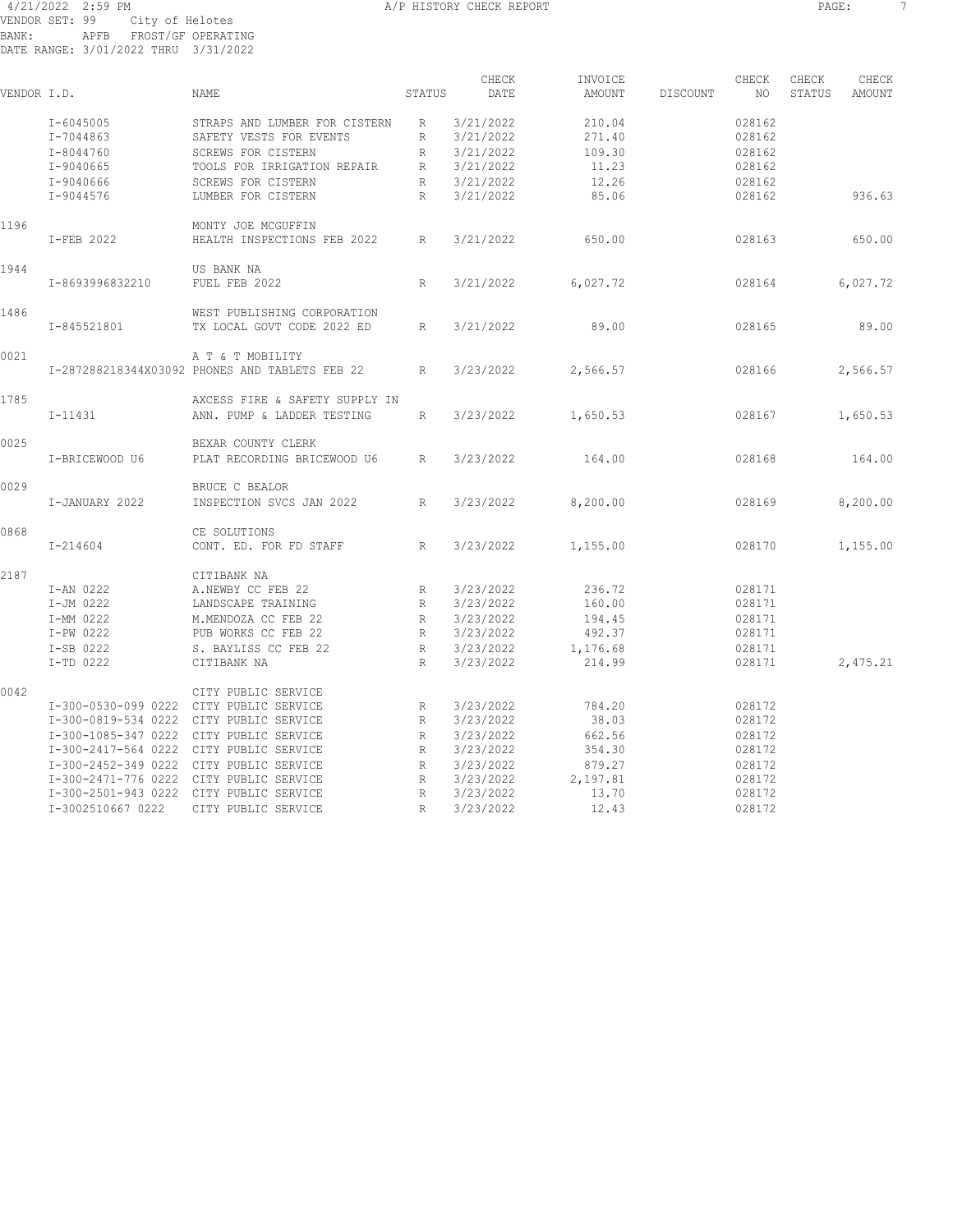4/21/2022 2:59 PM A/P HISTORY CHECK REPORT
VENDOR SET: 99 City of Helotes
BANK: APFB FROST/GF OPERATING
DATE RANGE: 3/01/2022 THRU 3/31/2022

| VENDOR I.D. | NAME | STATUS | CHECK DATE | INVOICE AMOUNT | DISCOUNT | CHECK NO | CHECK STATUS | CHECK AMOUNT |
|---|---|---|---|---|---|---|---|---|
| I-6045005 | STRAPS AND LUMBER FOR CISTERN | R | 3/21/2022 | 210.04 | | 028162 | | |
| I-7044863 | SAFETY VESTS FOR EVENTS | R | 3/21/2022 | 271.40 | | 028162 | | |
| I-8044760 | SCREWS FOR CISTERN | R | 3/21/2022 | 109.30 | | 028162 | | |
| I-9040665 | TOOLS FOR IRRIGATION REPAIR | R | 3/21/2022 | 11.23 | | 028162 | | |
| I-9040666 | SCREWS FOR CISTERN | R | 3/21/2022 | 12.26 | | 028162 | | |
| I-9044576 | LUMBER FOR CISTERN | R | 3/21/2022 | 85.06 | | 028162 | | 936.63 |
| 1196 | MONTY JOE MCGUFFIN | | | | | | | |
| I-FEB 2022 | HEALTH INSPECTIONS FEB 2022 | R | 3/21/2022 | 650.00 | | 028163 | | 650.00 |
| 1944 | US BANK NA | | | | | | | |
| I-8693996832210 | FUEL FEB 2022 | R | 3/21/2022 | 6,027.72 | | 028164 | | 6,027.72 |
| 1486 | WEST PUBLISHING CORPORATION | | | | | | | |
| I-845521801 | TX LOCAL GOVT CODE 2022 ED | R | 3/21/2022 | 89.00 | | 028165 | | 89.00 |
| 0021 | A T & T MOBILITY | | | | | | | |
| I-287288218344X03092 | PHONES AND TABLETS FEB 22 | R | 3/23/2022 | 2,566.57 | | 028166 | | 2,566.57 |
| 1785 | AXCESS FIRE & SAFETY SUPPLY IN | | | | | | | |
| I-11431 | ANN. PUMP & LADDER TESTING | R | 3/23/2022 | 1,650.53 | | 028167 | | 1,650.53 |
| 0025 | BEXAR COUNTY CLERK | | | | | | | |
| I-BRICEWOOD U6 | PLAT RECORDING BRICEWOOD U6 | R | 3/23/2022 | 164.00 | | 028168 | | 164.00 |
| 0029 | BRUCE C BEALOR | | | | | | | |
| I-JANUARY 2022 | INSPECTION SVCS JAN 2022 | R | 3/23/2022 | 8,200.00 | | 028169 | | 8,200.00 |
| 0868 | CE SOLUTIONS | | | | | | | |
| I-214604 | CONT. ED. FOR FD STAFF | R | 3/23/2022 | 1,155.00 | | 028170 | | 1,155.00 |
| 2187 | CITIBANK NA | | | | | | | |
| I-AN 0222 | A.NEWBY CC FEB 22 | R | 3/23/2022 | 236.72 | | 028171 | | |
| I-JM 0222 | LANDSCAPE TRAINING | R | 3/23/2022 | 160.00 | | 028171 | | |
| I-MM 0222 | M.MENDOZA CC FEB 22 | R | 3/23/2022 | 194.45 | | 028171 | | |
| I-PW 0222 | PUB WORKS CC FEB 22 | R | 3/23/2022 | 492.37 | | 028171 | | |
| I-SB 0222 | S. BAYLISS CC FEB 22 | R | 3/23/2022 | 1,176.68 | | 028171 | | |
| I-TD 0222 | CITIBANK NA | R | 3/23/2022 | 214.99 | | 028171 | | 2,475.21 |
| 0042 | CITY PUBLIC SERVICE | | | | | | | |
| I-300-0530-099 0222 | CITY PUBLIC SERVICE | R | 3/23/2022 | 784.20 | | 028172 | | |
| I-300-0819-534 0222 | CITY PUBLIC SERVICE | R | 3/23/2022 | 38.03 | | 028172 | | |
| I-300-1085-347 0222 | CITY PUBLIC SERVICE | R | 3/23/2022 | 662.56 | | 028172 | | |
| I-300-2417-564 0222 | CITY PUBLIC SERVICE | R | 3/23/2022 | 354.30 | | 028172 | | |
| I-300-2452-349 0222 | CITY PUBLIC SERVICE | R | 3/23/2022 | 879.27 | | 028172 | | |
| I-300-2471-776 0222 | CITY PUBLIC SERVICE | R | 3/23/2022 | 2,197.81 | | 028172 | | |
| I-300-2501-943 0222 | CITY PUBLIC SERVICE | R | 3/23/2022 | 13.70 | | 028172 | | |
| I-3002510667 0222 | CITY PUBLIC SERVICE | R | 3/23/2022 | 12.43 | | 028172 | | |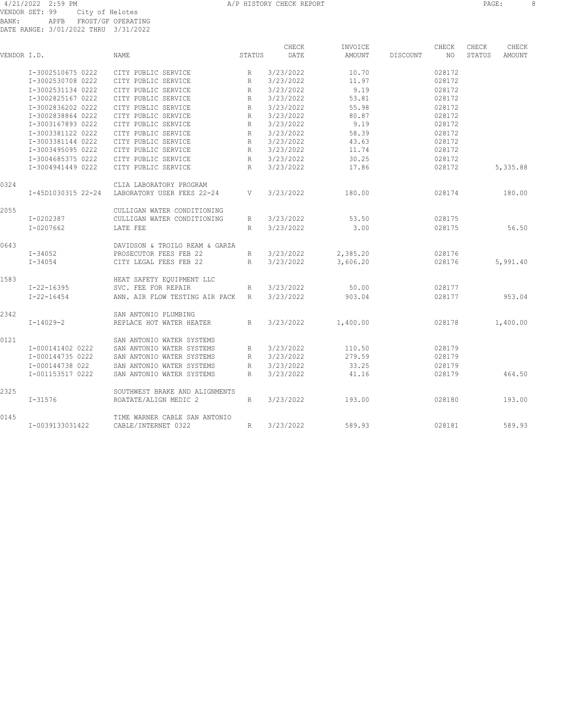4/21/2022 2:59 PM A/P HISTORY CHECK REPORT

VENDOR SET: 99 City of Helotes
BANK: APFB FROST/GF OPERATING
DATE RANGE: 3/01/2022 THRU 3/31/2022

| VENDOR I.D. | NAME | STATUS | CHECK DATE | INVOICE AMOUNT | DISCOUNT | CHECK NO | CHECK STATUS | CHECK AMOUNT |
|---|---|---|---|---|---|---|---|---|
| I-3002510675 0222 | CITY PUBLIC SERVICE | R | 3/23/2022 | 10.70 | | 028172 | | |
| I-3002530708 0222 | CITY PUBLIC SERVICE | R | 3/23/2022 | 11.97 | | 028172 | | |
| I-3002531134 0222 | CITY PUBLIC SERVICE | R | 3/23/2022 | 9.19 | | 028172 | | |
| I-3002825167 0222 | CITY PUBLIC SERVICE | R | 3/23/2022 | 53.81 | | 028172 | | |
| I-3002836202 0222 | CITY PUBLIC SERVICE | R | 3/23/2022 | 55.98 | | 028172 | | |
| I-3002838864 0222 | CITY PUBLIC SERVICE | R | 3/23/2022 | 80.87 | | 028172 | | |
| I-3003167893 0222 | CITY PUBLIC SERVICE | R | 3/23/2022 | 9.19 | | 028172 | | |
| I-3003381122 0222 | CITY PUBLIC SERVICE | R | 3/23/2022 | 58.39 | | 028172 | | |
| I-3003381144 0222 | CITY PUBLIC SERVICE | R | 3/23/2022 | 43.63 | | 028172 | | |
| I-3003495095 0222 | CITY PUBLIC SERVICE | R | 3/23/2022 | 11.74 | | 028172 | | |
| I-3004685375 0222 | CITY PUBLIC SERVICE | R | 3/23/2022 | 30.25 | | 028172 | | |
| I-3004941449 0222 | CITY PUBLIC SERVICE | R | 3/23/2022 | 17.86 | | 028172 | | 5,335.88 |
| 0324 | CLIA LABORATORY PROGRAM | | | | | | | |
| I-45D1030315 22-24 | LABORATORY USER FEES 22-24 | V | 3/23/2022 | 180.00 | | 028174 | | 180.00 |
| 2055 | CULLIGAN WATER CONDITIONING | | | | | | | |
| I-0202387 | CULLIGAN WATER CONDITIONING | R | 3/23/2022 | 53.50 | | 028175 | | |
| I-0207662 | LATE FEE | R | 3/23/2022 | 3.00 | | 028175 | | 56.50 |
| 0643 | DAVIDSON & TROILO REAM & GARZA | | | | | | | |
| I-34052 | PROSECUTOR FEES FEB 22 | R | 3/23/2022 | 2,385.20 | | 028176 | | |
| I-34054 | CITY LEGAL FEES FEB 22 | R | 3/23/2022 | 3,606.20 | | 028176 | | 5,991.40 |
| 1583 | HEAT SAFETY EQUIPMENT LLC | | | | | | | |
| I-22-16395 | SVC. FEE FOR REPAIR | R | 3/23/2022 | 50.00 | | 028177 | | |
| I-22-16454 | ANN. AIR FLOW TESTING AIR PACK | R | 3/23/2022 | 903.04 | | 028177 | | 953.04 |
| 2342 | SAN ANTONIO PLUMBING | | | | | | | |
| I-14029-2 | REPLACE HOT WATER HEATER | R | 3/23/2022 | 1,400.00 | | 028178 | | 1,400.00 |
| 0121 | SAN ANTONIO WATER SYSTEMS | | | | | | | |
| I-000141402 0222 | SAN ANTONIO WATER SYSTEMS | R | 3/23/2022 | 110.50 | | 028179 | | |
| I-000144735 0222 | SAN ANTONIO WATER SYSTEMS | R | 3/23/2022 | 279.59 | | 028179 | | |
| I-000144738 022 | SAN ANTONIO WATER SYSTEMS | R | 3/23/2022 | 33.25 | | 028179 | | |
| I-001153517 0222 | SAN ANTONIO WATER SYSTEMS | R | 3/23/2022 | 41.16 | | 028179 | | 464.50 |
| 2325 | SOUTHWEST BRAKE AND ALIGNMENTS | | | | | | | |
| I-31576 | ROATATE/ALIGN MEDIC 2 | R | 3/23/2022 | 193.00 | | 028180 | | 193.00 |
| 0145 | TIME WARNER CABLE SAN ANTONIO | | | | | | | |
| I-0039133031422 | CABLE/INTERNET 0322 | R | 3/23/2022 | 589.93 | | 028181 | | 589.93 |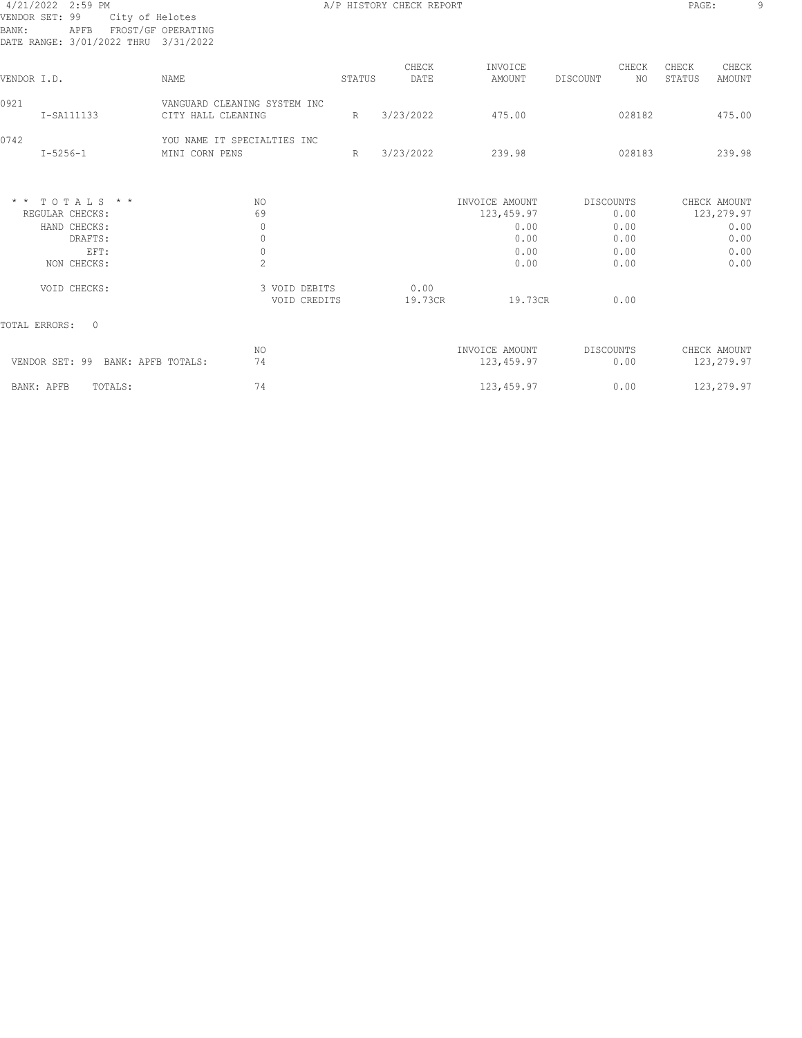4/21/2022 2:59 PM A/P HISTORY CHECK REPORT

VENDOR SET: 99 City of Helotes
BANK: APFB FROST/GF OPERATING
DATE RANGE: 3/01/2022 THRU 3/31/2022

| VENDOR I.D. | NAME | STATUS | CHECK DATE | INVOICE AMOUNT | DISCOUNT | CHECK NO | CHECK STATUS | CHECK AMOUNT |
|---|---|---|---|---|---|---|---|---|
| 0921 | VANGUARD CLEANING SYSTEM INC | | | | | | | |
| I-SA111133 | CITY HALL CLEANING | R | 3/23/2022 | 475.00 | | 028182 | | 475.00 |
| 0742 | YOU NAME IT SPECIALTIES INC | | | | | | | |
| I-5256-1 | MINI CORN PENS | R | 3/23/2022 | 239.98 | | 028183 | | 239.98 |

| * * T O T A L S * * | NO | | INVOICE AMOUNT | DISCOUNTS | CHECK AMOUNT |
|---|---|---|---|---|---|
| REGULAR CHECKS: | 69 | | 123,459.97 | 0.00 | 123,279.97 |
| HAND CHECKS: | 0 | | 0.00 | 0.00 | 0.00 |
| DRAFTS: | 0 | | 0.00 | 0.00 | 0.00 |
| EFT: | 0 | | 0.00 | 0.00 | 0.00 |
| NON CHECKS: | 2 | | 0.00 | 0.00 | 0.00 |
| VOID CHECKS: | 3 VOID DEBITS | 0.00 | | | |
| | VOID CREDITS | 19.73CR | 19.73CR | 0.00 | |

TOTAL ERRORS: 0

| | NO | INVOICE AMOUNT | DISCOUNTS | CHECK AMOUNT |
|---|---|---|---|---|
| VENDOR SET: 99 BANK: APFB TOTALS: | 74 | 123,459.97 | 0.00 | 123,279.97 |
| BANK: APFB TOTALS: | 74 | 123,459.97 | 0.00 | 123,279.97 |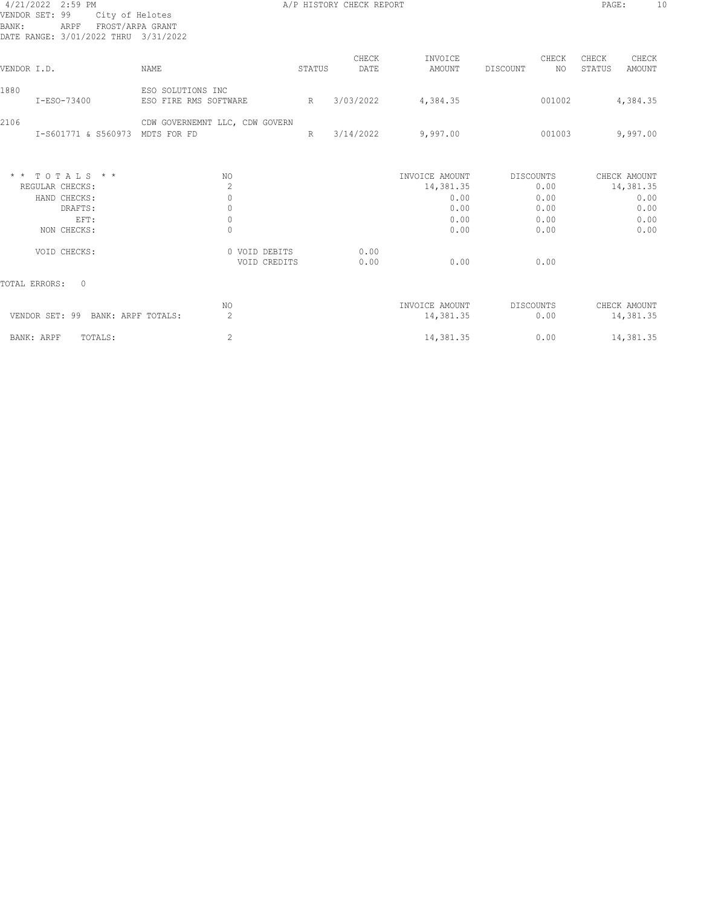A/P HISTORY CHECK REPORT

VENDOR SET: 99 City of Helotes
BANK: ARPF FROST/ARPA GRANT
DATE RANGE: 3/01/2022 THRU 3/31/2022

| VENDOR I.D. | NAME | STATUS | CHECK DATE | INVOICE AMOUNT | DISCOUNT | CHECK NO | CHECK STATUS | CHECK AMOUNT |
|---|---|---|---|---|---|---|---|---|
| 1880 | ESO SOLUTIONS INC | | | | | | | |
| I-ESO-73400 | ESO FIRE RMS SOFTWARE | R | 3/03/2022 | 4,384.35 | | 001002 | | 4,384.35 |
| 2106 | CDW GOVERNEMNT LLC, CDW GOVERN | | | | | | | |
| I-S601771 & S560973 | MDTS FOR FD | R | 3/14/2022 | 9,997.00 | | 001003 | | 9,997.00 |

| * * T O T A L S * * | NO | | INVOICE AMOUNT | DISCOUNTS | CHECK AMOUNT |
|---|---|---|---|---|---|
| REGULAR CHECKS: | 2 | | 14,381.35 | 0.00 | 14,381.35 |
| HAND CHECKS: | 0 | | 0.00 | 0.00 | 0.00 |
| DRAFTS: | 0 | | 0.00 | 0.00 | 0.00 |
| EFT: | 0 | | 0.00 | 0.00 | 0.00 |
| NON CHECKS: | 0 | | 0.00 | 0.00 | 0.00 |
| VOID CHECKS: | 0 VOID DEBITS | 0.00 | | | |
| | VOID CREDITS | 0.00 | 0.00 | 0.00 | |

TOTAL ERRORS: 0

| | NO | INVOICE AMOUNT | DISCOUNTS | CHECK AMOUNT |
|---|---|---|---|---|
| VENDOR SET: 99 BANK: ARPF TOTALS: | 2 | 14,381.35 | 0.00 | 14,381.35 |
| BANK: ARPF TOTALS: | 2 | 14,381.35 | 0.00 | 14,381.35 |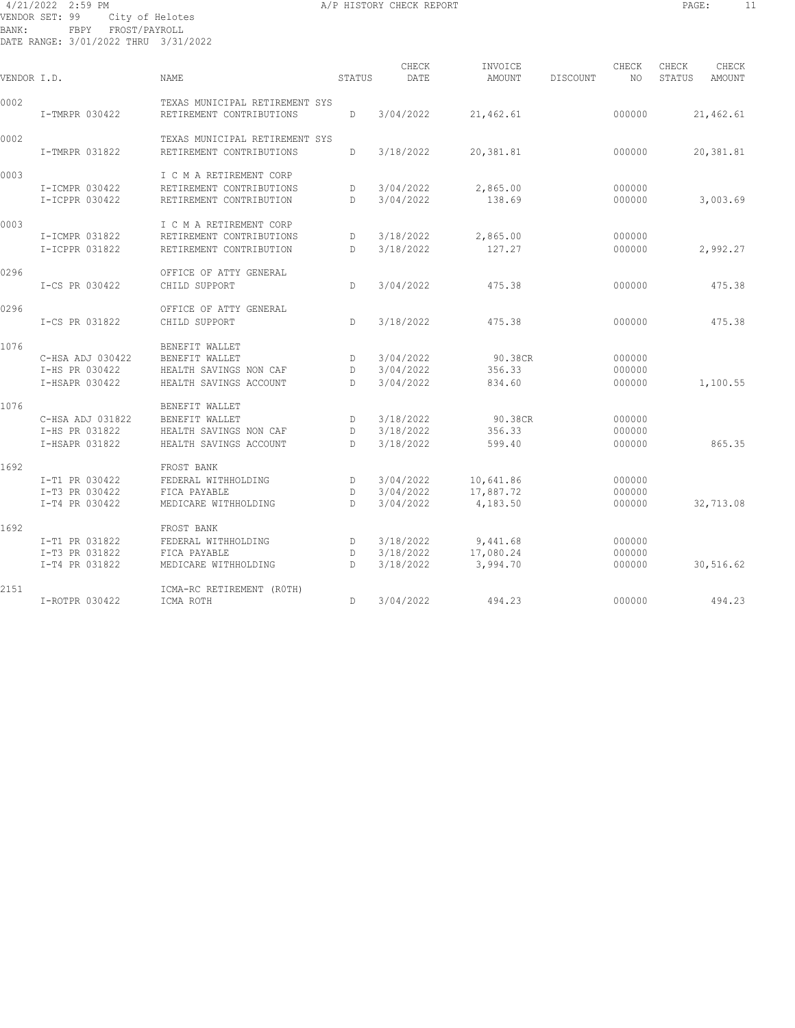4/21/2022 2:59 PM A/P HISTORY CHECK REPORT

VENDOR SET: 99 City of Helotes
BANK: FBPY FROST/PAYROLL
DATE RANGE: 3/01/2022 THRU 3/31/2022

| VENDOR I.D. | | NAME | STATUS | CHECK DATE | INVOICE AMOUNT | DISCOUNT | CHECK NO | CHECK STATUS | CHECK AMOUNT |
|---|---|---|---|---|---|---|---|---|---|
| 0002 | | TEXAS MUNICIPAL RETIREMENT SYS | | | | | | | |
| | I-TMRPR 030422 | RETIREMENT CONTRIBUTIONS | D | 3/04/2022 | 21,462.61 | | 000000 | | 21,462.61 |
| 0002 | | TEXAS MUNICIPAL RETIREMENT SYS | | | | | | | |
| | I-TMRPR 031822 | RETIREMENT CONTRIBUTIONS | D | 3/18/2022 | 20,381.81 | | 000000 | | 20,381.81 |
| 0003 | | I C M A RETIREMENT CORP | | | | | | | |
| | I-ICMPR 030422 | RETIREMENT CONTRIBUTIONS | D | 3/04/2022 | 2,865.00 | | 000000 | | |
| | I-ICPPR 030422 | RETIREMENT CONTRIBUTION | D | 3/04/2022 | 138.69 | | 000000 | | 3,003.69 |
| 0003 | | I C M A RETIREMENT CORP | | | | | | | |
| | I-ICMPR 031822 | RETIREMENT CONTRIBUTIONS | D | 3/18/2022 | 2,865.00 | | 000000 | | |
| | I-ICPPR 031822 | RETIREMENT CONTRIBUTION | D | 3/18/2022 | 127.27 | | 000000 | | 2,992.27 |
| 0296 | | OFFICE OF ATTY GENERAL | | | | | | | |
| | I-CS PR 030422 | CHILD SUPPORT | D | 3/04/2022 | 475.38 | | 000000 | | 475.38 |
| 0296 | | OFFICE OF ATTY GENERAL | | | | | | | |
| | I-CS PR 031822 | CHILD SUPPORT | D | 3/18/2022 | 475.38 | | 000000 | | 475.38 |
| 1076 | | BENEFIT WALLET | | | | | | | |
| | C-HSA ADJ 030422 | BENEFIT WALLET | D | 3/04/2022 | 90.38CR | | 000000 | | |
| | I-HS PR 030422 | HEALTH SAVINGS NON CAF | D | 3/04/2022 | 356.33 | | 000000 | | |
| | I-HSAPR 030422 | HEALTH SAVINGS ACCOUNT | D | 3/04/2022 | 834.60 | | 000000 | | 1,100.55 |
| 1076 | | BENEFIT WALLET | | | | | | | |
| | C-HSA ADJ 031822 | BENEFIT WALLET | D | 3/18/2022 | 90.38CR | | 000000 | | |
| | I-HS PR 031822 | HEALTH SAVINGS NON CAF | D | 3/18/2022 | 356.33 | | 000000 | | |
| | I-HSAPR 031822 | HEALTH SAVINGS ACCOUNT | D | 3/18/2022 | 599.40 | | 000000 | | 865.35 |
| 1692 | | FROST BANK | | | | | | | |
| | I-T1 PR 030422 | FEDERAL WITHHOLDING | D | 3/04/2022 | 10,641.86 | | 000000 | | |
| | I-T3 PR 030422 | FICA PAYABLE | D | 3/04/2022 | 17,887.72 | | 000000 | | |
| | I-T4 PR 030422 | MEDICARE WITHHOLDING | D | 3/04/2022 | 4,183.50 | | 000000 | | 32,713.08 |
| 1692 | | FROST BANK | | | | | | | |
| | I-T1 PR 031822 | FEDERAL WITHHOLDING | D | 3/18/2022 | 9,441.68 | | 000000 | | |
| | I-T3 PR 031822 | FICA PAYABLE | D | 3/18/2022 | 17,080.24 | | 000000 | | |
| | I-T4 PR 031822 | MEDICARE WITHHOLDING | D | 3/18/2022 | 3,994.70 | | 000000 | | 30,516.62 |
| 2151 | | ICMA-RC RETIREMENT (ROTH) | | | | | | | |
| | I-ROTPR 030422 | ICMA ROTH | D | 3/04/2022 | 494.23 | | 000000 | | 494.23 |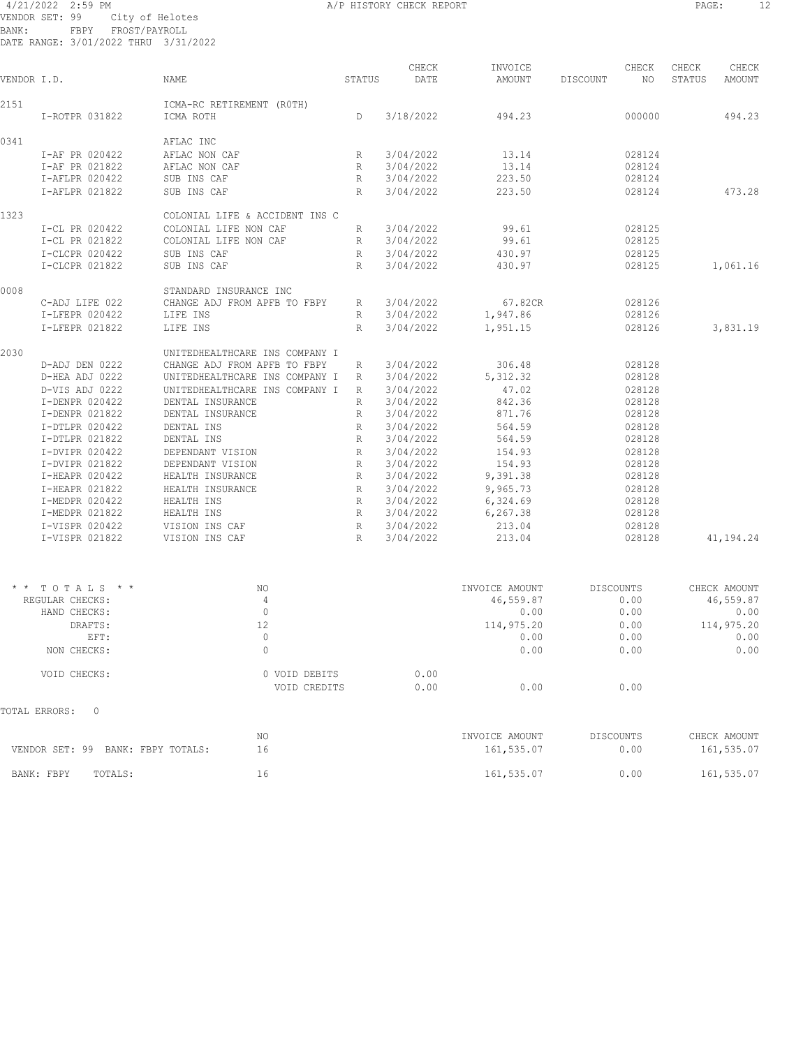4/21/2022 2:59 PM A/P HISTORY CHECK REPORT
VENDOR SET: 99 City of Helotes
BANK: FBPY FROST/PAYROLL
DATE RANGE: 3/01/2022 THRU 3/31/2022

| VENDOR I.D. | NAME | STATUS | CHECK DATE | INVOICE AMOUNT | DISCOUNT | CHECK NO | CHECK STATUS | CHECK AMOUNT |
|---|---|---|---|---|---|---|---|---|
| 2151 | ICMA-RC RETIREMENT (ROTH) | | | | | | | |
| I-ROTPR 031822 | ICMA ROTH | D | 3/18/2022 | 494.23 | | 000000 | | 494.23 |
| 0341 | AFLAC INC | | | | | | | |
| I-AF PR 020422 | AFLAC NON CAF | R | 3/04/2022 | 13.14 | | 028124 | | |
| I-AF PR 021822 | AFLAC NON CAF | R | 3/04/2022 | 13.14 | | 028124 | | |
| I-AFLPR 020422 | SUB INS CAF | R | 3/04/2022 | 223.50 | | 028124 | | |
| I-AFLPR 021822 | SUB INS CAF | R | 3/04/2022 | 223.50 | | 028124 | | 473.28 |
| 1323 | COLONIAL LIFE & ACCIDENT INS C | | | | | | | |
| I-CL PR 020422 | COLONIAL LIFE NON CAF | R | 3/04/2022 | 99.61 | | 028125 | | |
| I-CL PR 021822 | COLONIAL LIFE NON CAF | R | 3/04/2022 | 99.61 | | 028125 | | |
| I-CLCPR 020422 | SUB INS CAF | R | 3/04/2022 | 430.97 | | 028125 | | |
| I-CLCPR 021822 | SUB INS CAF | R | 3/04/2022 | 430.97 | | 028125 | | 1,061.16 |
| 0008 | STANDARD INSURANCE INC | | | | | | | |
| C-ADJ LIFE 022 | CHANGE ADJ FROM APFB TO FBPY | R | 3/04/2022 | 67.82CR | | 028126 | | |
| I-LFEPR 020422 | LIFE INS | R | 3/04/2022 | 1,947.86 | | 028126 | | |
| I-LFEPR 021822 | LIFE INS | R | 3/04/2022 | 1,951.15 | | 028126 | | 3,831.19 |
| 2030 | UNITEDHEALTHCARE INS COMPANY I | | | | | | | |
| D-ADJ DEN 0222 | CHANGE ADJ FROM APFB TO FBPY | R | 3/04/2022 | 306.48 | | 028128 | | |
| D-HEA ADJ 0222 | UNITEDHEALTHCARE INS COMPANY I | R | 3/04/2022 | 5,312.32 | | 028128 | | |
| D-VIS ADJ 0222 | UNITEDHEALTHCARE INS COMPANY I | R | 3/04/2022 | 47.02 | | 028128 | | |
| I-DENPR 020422 | DENTAL INSURANCE | R | 3/04/2022 | 842.36 | | 028128 | | |
| I-DENPR 021822 | DENTAL INSURANCE | R | 3/04/2022 | 871.76 | | 028128 | | |
| I-DTLPR 020422 | DENTAL INS | R | 3/04/2022 | 564.59 | | 028128 | | |
| I-DTLPR 021822 | DENTAL INS | R | 3/04/2022 | 564.59 | | 028128 | | |
| I-DVIPR 020422 | DEPENDANT VISION | R | 3/04/2022 | 154.93 | | 028128 | | |
| I-DVIPR 021822 | DEPENDANT VISION | R | 3/04/2022 | 154.93 | | 028128 | | |
| I-HEAPR 020422 | HEALTH INSURANCE | R | 3/04/2022 | 9,391.38 | | 028128 | | |
| I-HEAPR 021822 | HEALTH INSURANCE | R | 3/04/2022 | 9,965.73 | | 028128 | | |
| I-MEDPR 020422 | HEALTH INS | R | 3/04/2022 | 6,324.69 | | 028128 | | |
| I-MEDPR 021822 | HEALTH INS | R | 3/04/2022 | 6,267.38 | | 028128 | | |
| I-VISPR 020422 | VISION INS CAF | R | 3/04/2022 | 213.04 | | 028128 | | |
| I-VISPR 021822 | VISION INS CAF | R | 3/04/2022 | 213.04 | | 028128 | | 41,194.24 |

| * * TOTALS * * | NO | | INVOICE AMOUNT | DISCOUNTS | CHECK AMOUNT |
|---|---|---|---|---|---|
| REGULAR CHECKS: | 4 | | 46,559.87 | 0.00 | 46,559.87 |
| HAND CHECKS: | 0 | | 0.00 | 0.00 | 0.00 |
| DRAFTS: | 12 | | 114,975.20 | 0.00 | 114,975.20 |
| EFT: | 0 | | 0.00 | 0.00 | 0.00 |
| NON CHECKS: | 0 | | 0.00 | 0.00 | 0.00 |
| VOID CHECKS: | 0 VOID DEBITS | 0.00 | | | |
| | VOID CREDITS | 0.00 | 0.00 | 0.00 | |

TOTAL ERRORS: 0

| | NO | INVOICE AMOUNT | DISCOUNTS | CHECK AMOUNT |
|---|---|---|---|---|
| VENDOR SET: 99 BANK: FBPY TOTALS: | 16 | 161,535.07 | 0.00 | 161,535.07 |
| BANK: FBPY TOTALS: | 16 | 161,535.07 | 0.00 | 161,535.07 |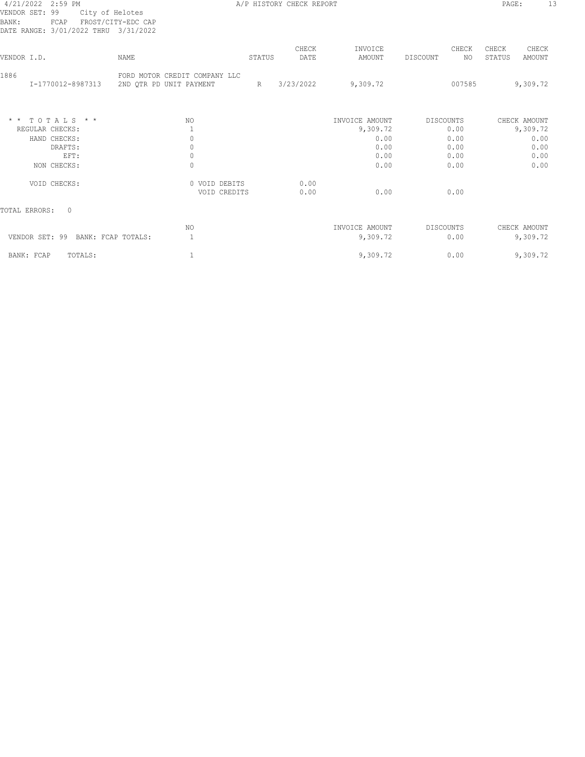4/21/2022 2:59 PM A/P HISTORY CHECK REPORT
VENDOR SET: 99 City of Helotes
BANK: FCAP FROST/CITY-EDC CAP
DATE RANGE: 3/01/2022 THRU 3/31/2022

| VENDOR I.D. | NAME | STATUS | CHECK DATE | INVOICE AMOUNT | DISCOUNT | CHECK NO | CHECK STATUS | CHECK AMOUNT |
|---|---|---|---|---|---|---|---|---|
| 1886 | FORD MOTOR CREDIT COMPANY LLC | | | | | | | |
| I-1770012-8987313 | 2ND QTR PD UNIT PAYMENT | R | 3/23/2022 | 9,309.72 | | 007585 | | 9,309.72 |

| * * T O T A L S * * | NO | | INVOICE AMOUNT | DISCOUNTS | CHECK AMOUNT |
|---|---|---|---|---|---|
| REGULAR CHECKS: | 1 | | 9,309.72 | 0.00 | 9,309.72 |
| HAND CHECKS: | 0 | | 0.00 | 0.00 | 0.00 |
| DRAFTS: | 0 | | 0.00 | 0.00 | 0.00 |
| EFT: | 0 | | 0.00 | 0.00 | 0.00 |
| NON CHECKS: | 0 | | 0.00 | 0.00 | 0.00 |
| VOID CHECKS: | 0 VOID DEBITS | 0.00 | | | |
| | VOID CREDITS | 0.00 | 0.00 | 0.00 | |

TOTAL ERRORS: 0

| | NO | INVOICE AMOUNT | DISCOUNTS | CHECK AMOUNT |
|---|---|---|---|---|
| VENDOR SET: 99 BANK: FCAP TOTALS: | 1 | 9,309.72 | 0.00 | 9,309.72 |
| BANK: FCAP TOTALS: | 1 | 9,309.72 | 0.00 | 9,309.72 |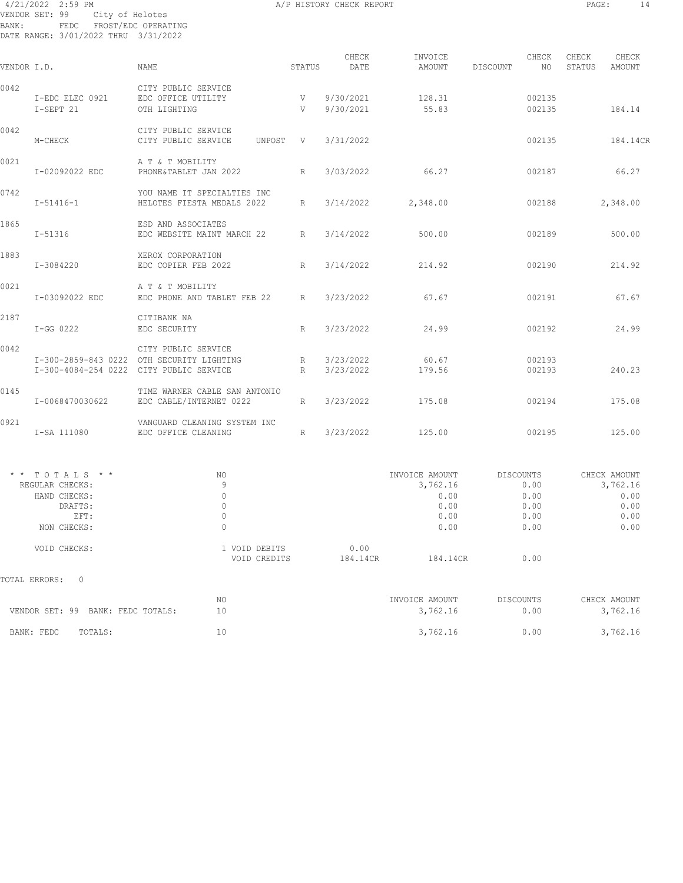4/21/2022 2:59 PM A/P HISTORY CHECK REPORT

VENDOR SET: 99 City of Helotes
BANK: FEDC FROST/EDC OPERATING
DATE RANGE: 3/01/2022 THRU 3/31/2022

| VENDOR I.D. | NAME | STATUS | CHECK DATE | INVOICE AMOUNT | DISCOUNT | CHECK NO | CHECK STATUS | CHECK AMOUNT |
|---|---|---|---|---|---|---|---|---|
| 0042 | CITY PUBLIC SERVICE | | | | | | | |
| I-EDC ELEC 0921 | EDC OFFICE UTILITY | V | 9/30/2021 | 128.31 | | 002135 | | |
| I-SEPT 21 | OTH LIGHTING | V | 9/30/2021 | 55.83 | | 002135 | | 184.14 |
| 0042 | CITY PUBLIC SERVICE | | | | | | | |
| M-CHECK | CITY PUBLIC SERVICE UNPOST | V | 3/31/2022 | | | 002135 | | 184.14CR |
| 0021 | A T & T MOBILITY | | | | | | | |
| I-02092022 EDC | PHONE&TABLET JAN 2022 | R | 3/03/2022 | 66.27 | | 002187 | | 66.27 |
| 0742 | YOU NAME IT SPECIALTIES INC | | | | | | | |
| I-51416-1 | HELOTES FIESTA MEDALS 2022 | R | 3/14/2022 | 2,348.00 | | 002188 | | 2,348.00 |
| 1865 | ESD AND ASSOCIATES | | | | | | | |
| I-51316 | EDC WEBSITE MAINT MARCH 22 | R | 3/14/2022 | 500.00 | | 002189 | | 500.00 |
| 1883 | XEROX CORPORATION | | | | | | | |
| I-3084220 | EDC COPIER FEB 2022 | R | 3/14/2022 | 214.92 | | 002190 | | 214.92 |
| 0021 | A T & T MOBILITY | | | | | | | |
| I-03092022 EDC | EDC PHONE AND TABLET FEB 22 | R | 3/23/2022 | 67.67 | | 002191 | | 67.67 |
| 2187 | CITIBANK NA | | | | | | | |
| I-GG 0222 | EDC SECURITY | R | 3/23/2022 | 24.99 | | 002192 | | 24.99 |
| 0042 | CITY PUBLIC SERVICE | | | | | | | |
| I-300-2859-843 0222 | OTH SECURITY LIGHTING | R | 3/23/2022 | 60.67 | | 002193 | | |
| I-300-4084-254 0222 | CITY PUBLIC SERVICE | R | 3/23/2022 | 179.56 | | 002193 | | 240.23 |
| 0145 | TIME WARNER CABLE SAN ANTONIO | | | | | | | |
| I-0068470030622 | EDC CABLE/INTERNET 0222 | R | 3/23/2022 | 175.08 | | 002194 | | 175.08 |
| 0921 | VANGUARD CLEANING SYSTEM INC | | | | | | | |
| I-SA 111080 | EDC OFFICE CLEANING | R | 3/23/2022 | 125.00 | | 002195 | | 125.00 |

| * * TOTALS * * | NO | | INVOICE AMOUNT | DISCOUNTS | CHECK AMOUNT |
|---|---|---|---|---|---|
| REGULAR CHECKS: | 9 | | 3,762.16 | 0.00 | 3,762.16 |
| HAND CHECKS: | 0 | | 0.00 | 0.00 | 0.00 |
| DRAFTS: | 0 | | 0.00 | 0.00 | 0.00 |
| EFT: | 0 | | 0.00 | 0.00 | 0.00 |
| NON CHECKS: | 0 | | 0.00 | 0.00 | 0.00 |
| VOID CHECKS: | 1 VOID DEBITS | 0.00 | | | |
| | VOID CREDITS | 184.14CR | 184.14CR | 0.00 | |

TOTAL ERRORS: 0

| | NO | INVOICE AMOUNT | DISCOUNTS | CHECK AMOUNT |
|---|---|---|---|---|
| VENDOR SET: 99 BANK: FEDC TOTALS: | 10 | 3,762.16 | 0.00 | 3,762.16 |
| BANK: FEDC TOTALS: | 10 | 3,762.16 | 0.00 | 3,762.16 |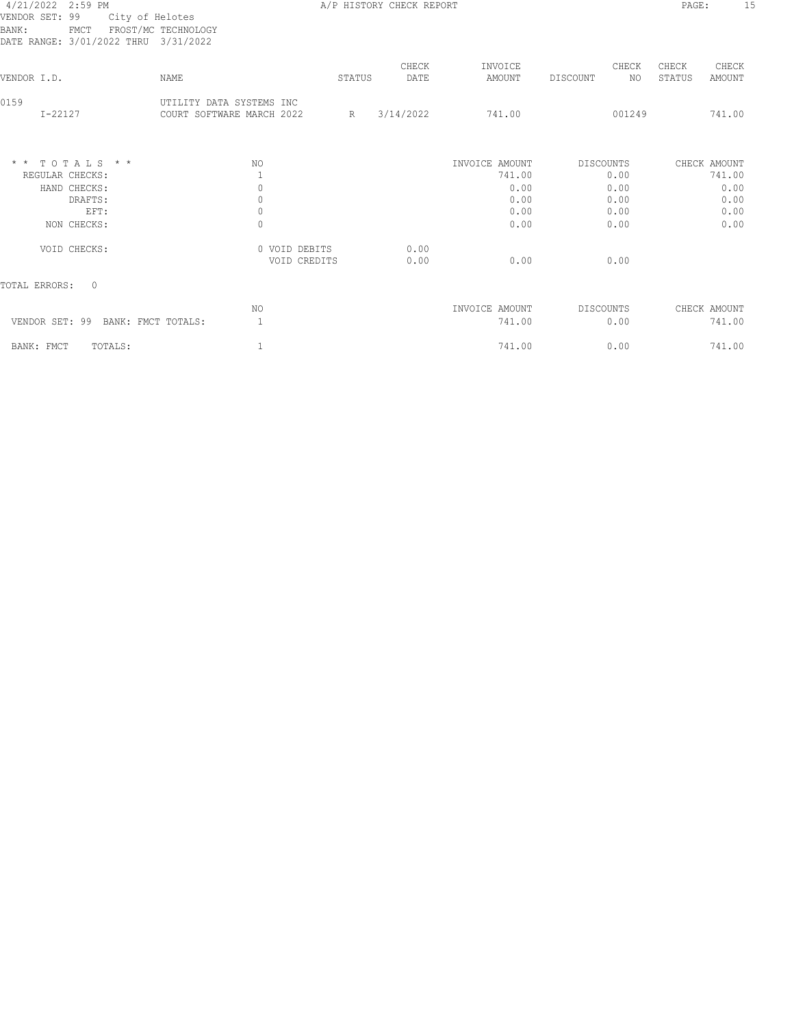4/21/2022 2:59 PM

A/P HISTORY CHECK REPORT

VENDOR SET: 99 City of Helotes
BANK: FMCT FROST/MC TECHNOLOGY
DATE RANGE: 3/01/2022 THRU 3/31/2022

| VENDOR I.D. | NAME | STATUS | CHECK DATE | INVOICE AMOUNT | DISCOUNT | CHECK NO | CHECK STATUS | CHECK AMOUNT |
|---|---|---|---|---|---|---|---|---|
| 0159 | UTILITY DATA SYSTEMS INC | | | | | | | |
| I-22127 | COURT SOFTWARE MARCH 2022 | R | 3/14/2022 | 741.00 | | 001249 | | 741.00 |

| * * T O T A L S * * | NO | | INVOICE AMOUNT | DISCOUNTS | CHECK AMOUNT |
|---|---|---|---|---|---|
| REGULAR CHECKS: | 1 | | 741.00 | 0.00 | 741.00 |
| HAND CHECKS: | 0 | | 0.00 | 0.00 | 0.00 |
| DRAFTS: | 0 | | 0.00 | 0.00 | 0.00 |
| EFT: | 0 | | 0.00 | 0.00 | 0.00 |
| NON CHECKS: | 0 | | 0.00 | 0.00 | 0.00 |
| VOID CHECKS: | 0 VOID DEBITS | 0.00 | | | |
| | VOID CREDITS | 0.00 | 0.00 | 0.00 | |

TOTAL ERRORS: 0

| | NO | INVOICE AMOUNT | DISCOUNTS | CHECK AMOUNT |
|---|---|---|---|---|
| VENDOR SET: 99 BANK: FMCT TOTALS: | 1 | 741.00 | 0.00 | 741.00 |
| BANK: FMCT TOTALS: | 1 | 741.00 | 0.00 | 741.00 |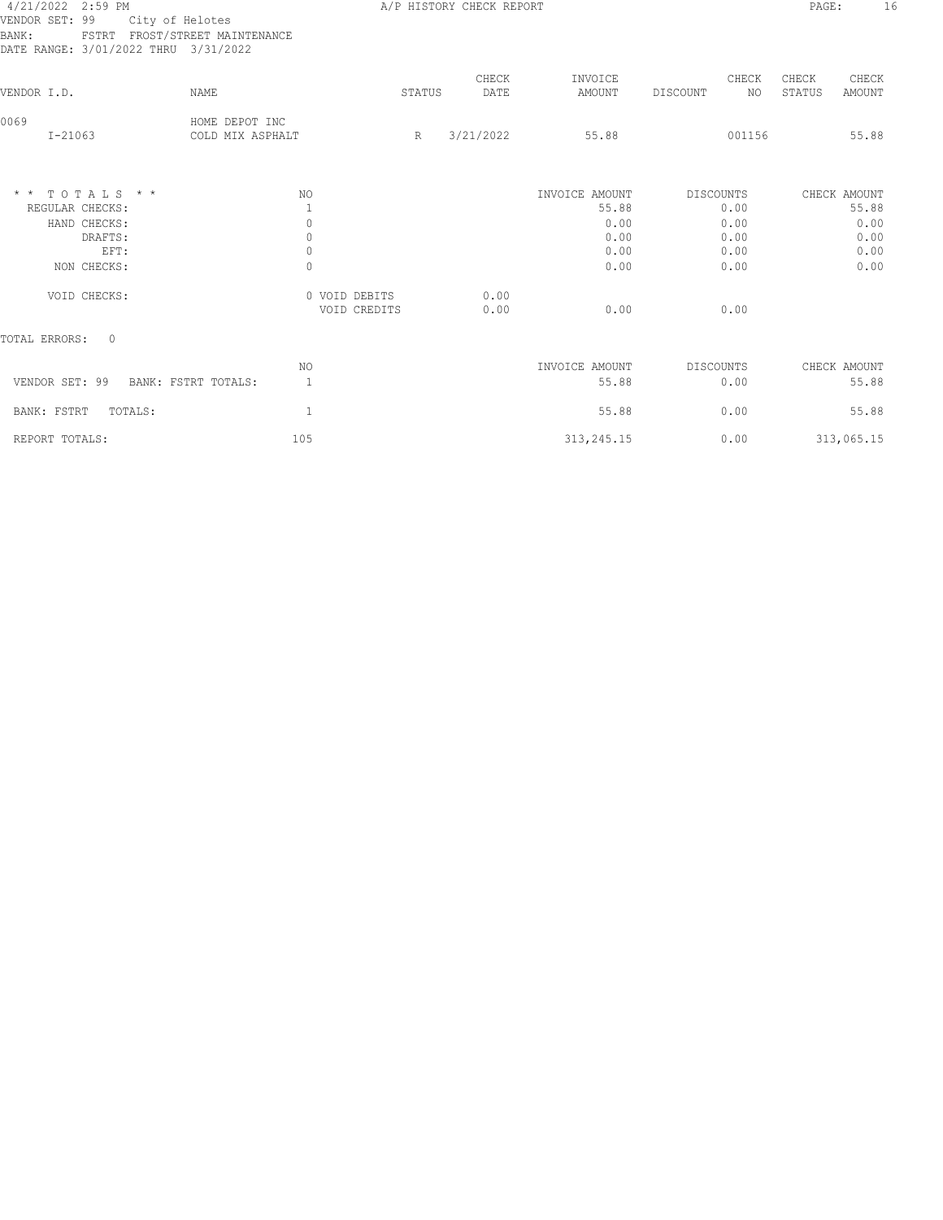A/P HISTORY CHECK REPORT

VENDOR SET: 99 City of Helotes
BANK: FSTRT FROST/STREET MAINTENANCE
DATE RANGE: 3/01/2022 THRU 3/31/2022

| VENDOR I.D. | NAME | STATUS | CHECK DATE | INVOICE AMOUNT | DISCOUNT | CHECK NO | CHECK STATUS | CHECK AMOUNT |
|---|---|---|---|---|---|---|---|---|
| 0069 | HOME DEPOT INC | | | | | | | |
| I-21063 | COLD MIX ASPHALT | R | 3/21/2022 | 55.88 | | 001156 | | 55.88 |

| * * T O T A L S * * | NO | | | INVOICE AMOUNT | DISCOUNTS | CHECK AMOUNT |
|---|---|---|---|---|---|---|
| REGULAR CHECKS: | 1 | | | 55.88 | 0.00 | 55.88 |
| HAND CHECKS: | 0 | | | 0.00 | 0.00 | 0.00 |
| DRAFTS: | 0 | | | 0.00 | 0.00 | 0.00 |
| EFT: | 0 | | | 0.00 | 0.00 | 0.00 |
| NON CHECKS: | 0 | | | 0.00 | 0.00 | 0.00 |
| VOID CHECKS: | 0 | VOID DEBITS | 0.00 | | | |
| | | VOID CREDITS | 0.00 | 0.00 | 0.00 | |

TOTAL ERRORS: 0

| | NO | INVOICE AMOUNT | DISCOUNTS | CHECK AMOUNT |
|---|---|---|---|---|
| VENDOR SET: 99 BANK: FSTRT TOTALS: | 1 | 55.88 | 0.00 | 55.88 |
| BANK: FSTRT TOTALS: | 1 | 55.88 | 0.00 | 55.88 |
| REPORT TOTALS: | 105 | 313,245.15 | 0.00 | 313,065.15 |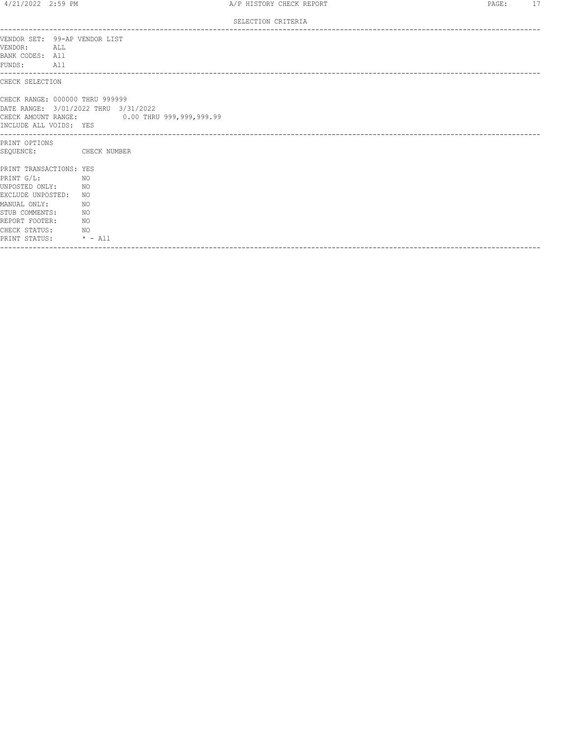SELECTION CRITERIA

---

VENDOR SET: 99-AP VENDOR LIST
VENDOR: ALL
BANK CODES: All
FUNDS: All

---

CHECK SELECTION

CHECK RANGE: 000000 THRU 999999
DATE RANGE: 3/01/2022 THRU 3/31/2022
CHECK AMOUNT RANGE: 0.00 THRU 999,999,999.99
INCLUDE ALL VOIDS: YES

---

PRINT OPTIONS
SEQUENCE: CHECK NUMBER

PRINT TRANSACTIONS: YES
PRINT G/L: NO
UNPOSTED ONLY: NO
EXCLUDE UNPOSTED: NO
MANUAL ONLY: NO
STUB COMMENTS: NO
REPORT FOOTER: NO
CHECK STATUS: NO
PRINT STATUS: * - All

---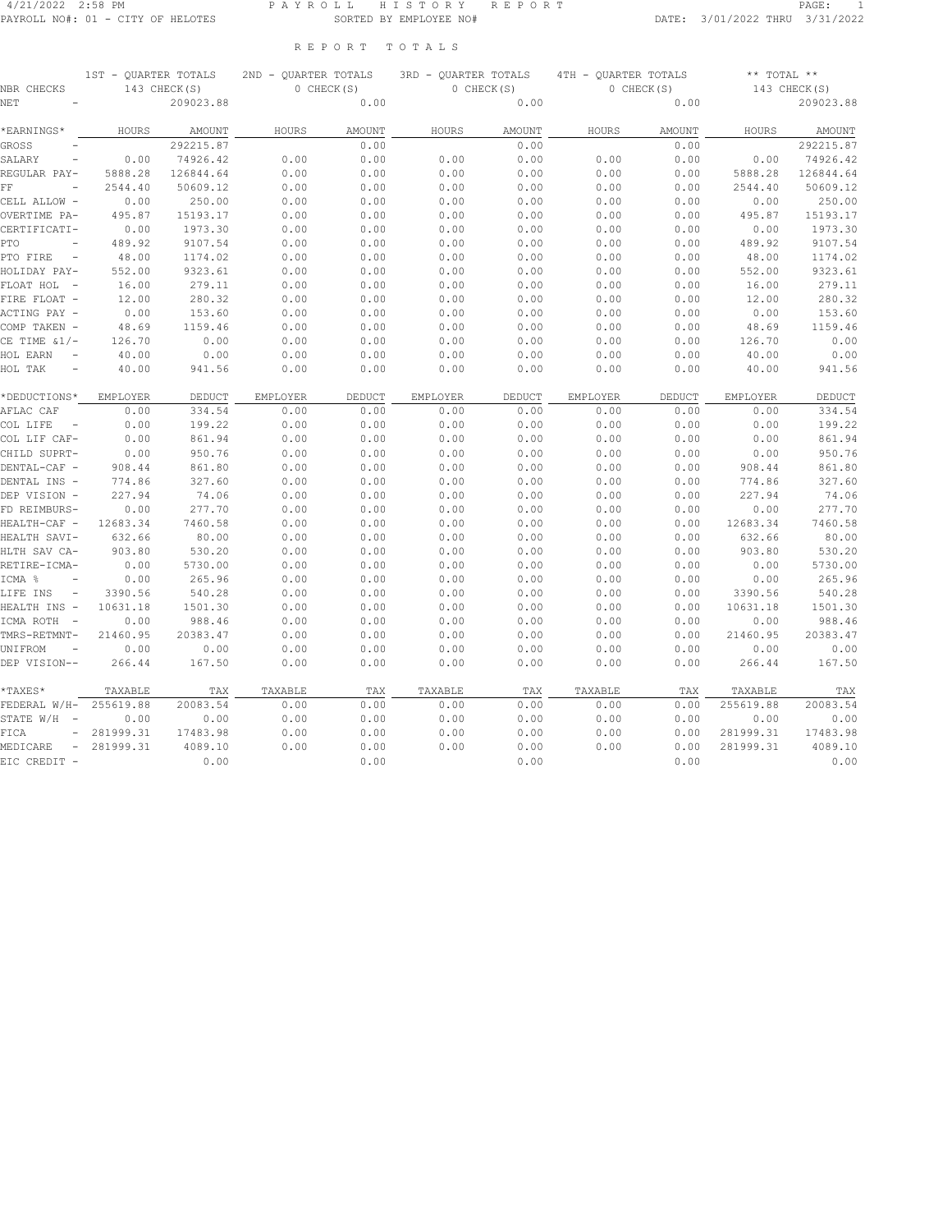4/21/2022 2:58 PM PAYROLL HISTORY REPORT
PAYROLL NO#: 01 - CITY OF HELOTES SORTED BY EMPLOYEE NO# DATE: 3/01/2022 THRU 3/31/2022

# REPORT TOTALS

| | 1ST - QUARTER TOTALS | | 2ND - QUARTER TOTALS | | 3RD - QUARTER TOTALS | | 4TH - QUARTER TOTALS | | ** TOTAL ** | |
|---|---|---|---|---|---|---|---|---|---|---|
| NBR CHECKS | 143 CHECK(S) | | 0 CHECK(S) | | 0 CHECK(S) | | 0 CHECK(S) | | 143 CHECK(S) | |
| NET - | | 209023.88 | | 0.00 | | 0.00 | | 0.00 | | 209023.88 |
| *EARNINGS* | HOURS | AMOUNT | HOURS | AMOUNT | HOURS | AMOUNT | HOURS | AMOUNT | HOURS | AMOUNT |
| GROSS - | | 292215.87 | | 0.00 | | 0.00 | | 0.00 | | 292215.87 |
| SALARY - | 0.00 | 74926.42 | 0.00 | 0.00 | 0.00 | 0.00 | 0.00 | 0.00 | 0.00 | 74926.42 |
| REGULAR PAY- | 5888.28 | 126844.64 | 0.00 | 0.00 | 0.00 | 0.00 | 0.00 | 0.00 | 5888.28 | 126844.64 |
| FF - | 2544.40 | 50609.12 | 0.00 | 0.00 | 0.00 | 0.00 | 0.00 | 0.00 | 2544.40 | 50609.12 |
| CELL ALLOW - | 0.00 | 250.00 | 0.00 | 0.00 | 0.00 | 0.00 | 0.00 | 0.00 | 0.00 | 250.00 |
| OVERTIME PA- | 495.87 | 15193.17 | 0.00 | 0.00 | 0.00 | 0.00 | 0.00 | 0.00 | 495.87 | 15193.17 |
| CERTIFICATI- | 0.00 | 1973.30 | 0.00 | 0.00 | 0.00 | 0.00 | 0.00 | 0.00 | 0.00 | 1973.30 |
| PTO - | 489.92 | 9107.54 | 0.00 | 0.00 | 0.00 | 0.00 | 0.00 | 0.00 | 489.92 | 9107.54 |
| PTO FIRE - | 48.00 | 1174.02 | 0.00 | 0.00 | 0.00 | 0.00 | 0.00 | 0.00 | 48.00 | 1174.02 |
| HOLIDAY PAY- | 552.00 | 9323.61 | 0.00 | 0.00 | 0.00 | 0.00 | 0.00 | 0.00 | 552.00 | 9323.61 |
| FLOAT HOL - | 16.00 | 279.11 | 0.00 | 0.00 | 0.00 | 0.00 | 0.00 | 0.00 | 16.00 | 279.11 |
| FIRE FLOAT - | 12.00 | 280.32 | 0.00 | 0.00 | 0.00 | 0.00 | 0.00 | 0.00 | 12.00 | 280.32 |
| ACTING PAY - | 0.00 | 153.60 | 0.00 | 0.00 | 0.00 | 0.00 | 0.00 | 0.00 | 0.00 | 153.60 |
| COMP TAKEN - | 48.69 | 1159.46 | 0.00 | 0.00 | 0.00 | 0.00 | 0.00 | 0.00 | 48.69 | 1159.46 |
| CE TIME &1/- | 126.70 | 0.00 | 0.00 | 0.00 | 0.00 | 0.00 | 0.00 | 0.00 | 126.70 | 0.00 |
| HOL EARN - | 40.00 | 0.00 | 0.00 | 0.00 | 0.00 | 0.00 | 0.00 | 0.00 | 40.00 | 0.00 |
| HOL TAK - | 40.00 | 941.56 | 0.00 | 0.00 | 0.00 | 0.00 | 0.00 | 0.00 | 40.00 | 941.56 |
| *DEDUCTIONS* | EMPLOYER | DEDUCT | EMPLOYER | DEDUCT | EMPLOYER | DEDUCT | EMPLOYER | DEDUCT | EMPLOYER | DEDUCT |
| AFLAC CAF | 0.00 | 334.54 | 0.00 | 0.00 | 0.00 | 0.00 | 0.00 | 0.00 | 0.00 | 334.54 |
| COL LIFE - | 0.00 | 199.22 | 0.00 | 0.00 | 0.00 | 0.00 | 0.00 | 0.00 | 0.00 | 199.22 |
| COL LIF CAF- | 0.00 | 861.94 | 0.00 | 0.00 | 0.00 | 0.00 | 0.00 | 0.00 | 0.00 | 861.94 |
| CHILD SUPRT- | 0.00 | 950.76 | 0.00 | 0.00 | 0.00 | 0.00 | 0.00 | 0.00 | 0.00 | 950.76 |
| DENTAL-CAF - | 908.44 | 861.80 | 0.00 | 0.00 | 0.00 | 0.00 | 0.00 | 0.00 | 908.44 | 861.80 |
| DENTAL INS - | 774.86 | 327.60 | 0.00 | 0.00 | 0.00 | 0.00 | 0.00 | 0.00 | 774.86 | 327.60 |
| DEP VISION - | 227.94 | 74.06 | 0.00 | 0.00 | 0.00 | 0.00 | 0.00 | 0.00 | 227.94 | 74.06 |
| FD REIMBURS- | 0.00 | 277.70 | 0.00 | 0.00 | 0.00 | 0.00 | 0.00 | 0.00 | 0.00 | 277.70 |
| HEALTH-CAF - | 12683.34 | 7460.58 | 0.00 | 0.00 | 0.00 | 0.00 | 0.00 | 0.00 | 12683.34 | 7460.58 |
| HEALTH SAVI- | 632.66 | 80.00 | 0.00 | 0.00 | 0.00 | 0.00 | 0.00 | 0.00 | 632.66 | 80.00 |
| HLTH SAV CA- | 903.80 | 530.20 | 0.00 | 0.00 | 0.00 | 0.00 | 0.00 | 0.00 | 903.80 | 530.20 |
| RETIRE-ICMA- | 0.00 | 5730.00 | 0.00 | 0.00 | 0.00 | 0.00 | 0.00 | 0.00 | 0.00 | 5730.00 |
| ICMA % - | 0.00 | 265.96 | 0.00 | 0.00 | 0.00 | 0.00 | 0.00 | 0.00 | 0.00 | 265.96 |
| LIFE INS - | 3390.56 | 540.28 | 0.00 | 0.00 | 0.00 | 0.00 | 0.00 | 0.00 | 3390.56 | 540.28 |
| HEALTH INS - | 10631.18 | 1501.30 | 0.00 | 0.00 | 0.00 | 0.00 | 0.00 | 0.00 | 10631.18 | 1501.30 |
| ICMA ROTH - | 0.00 | 988.46 | 0.00 | 0.00 | 0.00 | 0.00 | 0.00 | 0.00 | 0.00 | 988.46 |
| TMRS-RETMNT- | 21460.95 | 20383.47 | 0.00 | 0.00 | 0.00 | 0.00 | 0.00 | 0.00 | 21460.95 | 20383.47 |
| UNIFROM - | 0.00 | 0.00 | 0.00 | 0.00 | 0.00 | 0.00 | 0.00 | 0.00 | 0.00 | 0.00 |
| DEP VISION-- | 266.44 | 167.50 | 0.00 | 0.00 | 0.00 | 0.00 | 0.00 | 0.00 | 266.44 | 167.50 |
| *TAXES* | TAXABLE | TAX | TAXABLE | TAX | TAXABLE | TAX | TAXABLE | TAX | TAXABLE | TAX |
| FEDERAL W/H- | 255619.88 | 20083.54 | 0.00 | 0.00 | 0.00 | 0.00 | 0.00 | 0.00 | 255619.88 | 20083.54 |
| STATE W/H - | 0.00 | 0.00 | 0.00 | 0.00 | 0.00 | 0.00 | 0.00 | 0.00 | 0.00 | 0.00 |
| FICA - | 281999.31 | 17483.98 | 0.00 | 0.00 | 0.00 | 0.00 | 0.00 | 0.00 | 281999.31 | 17483.98 |
| MEDICARE - | 281999.31 | 4089.10 | 0.00 | 0.00 | 0.00 | 0.00 | 0.00 | 0.00 | 281999.31 | 4089.10 |
| EIC CREDIT - | | 0.00 | | 0.00 | | 0.00 | | 0.00 | | 0.00 |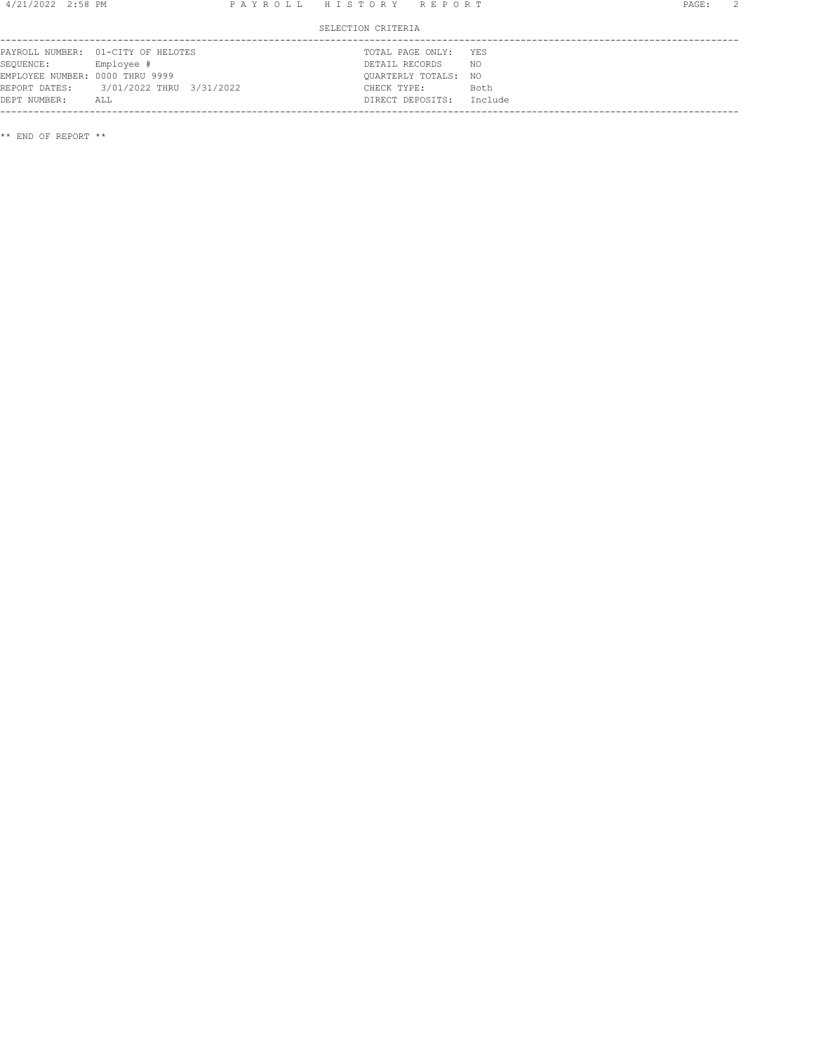SELECTION CRITERIA

| | | | |
|---|---|---|---|
| PAYROLL NUMBER: | 01-CITY OF HELOTES | TOTAL PAGE ONLY: | YES |
| SEQUENCE: | Employee # | DETAIL RECORDS | NO |
| EMPLOYEE NUMBER: | 0000 THRU 9999 | QUARTERLY TOTALS: | NO |
| REPORT DATES: | 3/01/2022 THRU 3/31/2022 | CHECK TYPE: | Both |
| DEPT NUMBER: | ALL | DIRECT DEPOSITS: | Include |

** END OF REPORT **